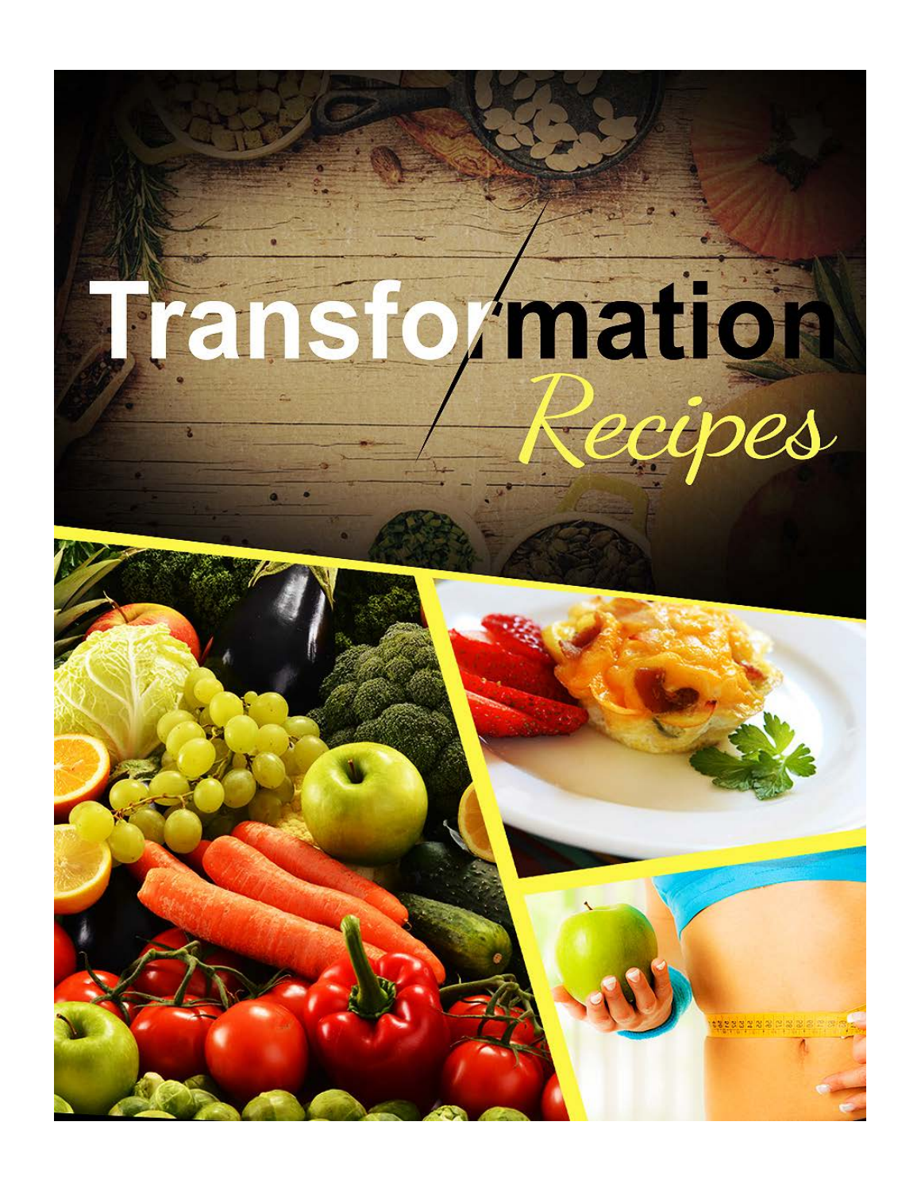# Transformation Recipes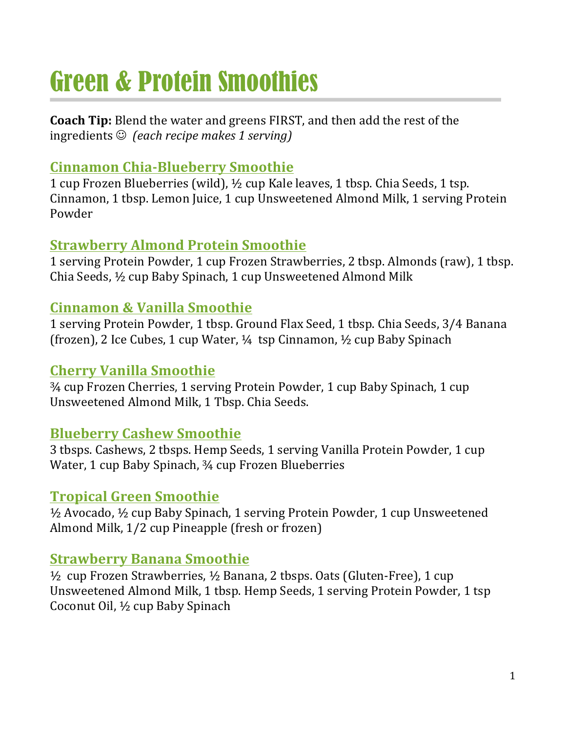# Green & Protein Smoothies

**Coach Tip:** Blend the water and greens FIRST, and then add the rest of the ingredients ☺ *(each recipe makes 1 serving)*

## Cinnamon Chia-Blueberry Smoothie

1 cup Frozen Blueberries (wild), ½ cup Kale leaves, 1 tbsp. Chia Seeds, 1 tsp. Cinnamon, 1 tbsp. Lemon Juice, 1 cup Unsweetened Almond Milk, 1 serving Protein Powder

## Strawberry Almond Protein Smoothie

1 serving Protein Powder, 1 cup Frozen Strawberries, 2 tbsp. Almonds (raw), 1 tbsp. Chia Seeds, ½ cup Baby Spinach, 1 cup Unsweetened Almond Milk

## Cinnamon & Vanilla Smoothie

1 serving Protein Powder, 1 tbsp. Ground Flax Seed, 1 tbsp. Chia Seeds, 3/4 Banana (frozen), 2 Ice Cubes, 1 cup Water, ¼ tsp Cinnamon, ½ cup Baby Spinach

## Cherry Vanilla Smoothie

¾ cup Frozen Cherries, 1 serving Protein Powder, 1 cup Baby Spinach, 1 cup Unsweetened Almond Milk, 1 Tbsp. Chia Seeds.

## Blueberry Cashew Smoothie

3 tbsps. Cashews, 2 tbsps. Hemp Seeds, 1 serving Vanilla Protein Powder, 1 cup Water, 1 cup Baby Spinach, ¾ cup Frozen Blueberries

## Tropical Green Smoothie

½ Avocado, ½ cup Baby Spinach, 1 serving Protein Powder, 1 cup Unsweetened Almond Milk, 1/2 cup Pineapple (fresh or frozen)

## Strawberry Banana Smoothie

½ cup Frozen Strawberries, ½ Banana, 2 tbsps. Oats (Gluten-Free), 1 cup Unsweetened Almond Milk, 1 tbsp. Hemp Seeds, 1 serving Protein Powder, 1 tsp Coconut Oil, ½ cup Baby Spinach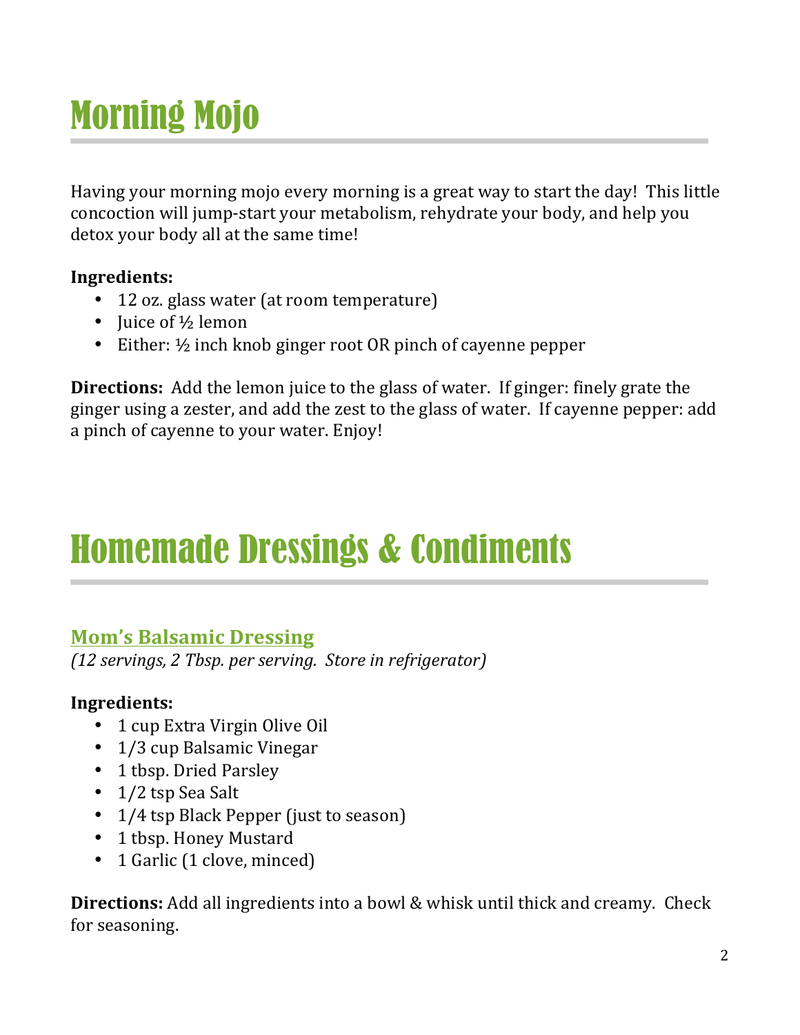# Morning Mojo

Having your morning mojo every morning is a great way to start the day! This little concoction will jump-start your metabolism, rehydrate your body, and help you detox your body all at the same time!

**Ingredients:**

- 12 oz. glass water (at room temperature)
- Juice of ½ lemon
- Either: ½ inch knob ginger root OR pinch of cayenne pepper

**Directions:** Add the lemon juice to the glass of water. If ginger: finely grate the ginger using a zester, and add the zest to the glass of water. If cayenne pepper: add a pinch of cayenne to your water. Enjoy!

# Homemade Dressings & Condiments

## Mom's Balsamic Dressing

*(12 servings, 2 Tbsp. per serving. Store in refrigerator)*

**Ingredients:**

- 1 cup Extra Virgin Olive Oil
- 1/3 cup Balsamic Vinegar
- 1 tbsp. Dried Parsley
- 1/2 tsp Sea Salt
- 1/4 tsp Black Pepper (just to season)
- 1 tbsp. Honey Mustard
- 1 Garlic (1 clove, minced)

**Directions:** Add all ingredients into a bowl & whisk until thick and creamy. Check for seasoning.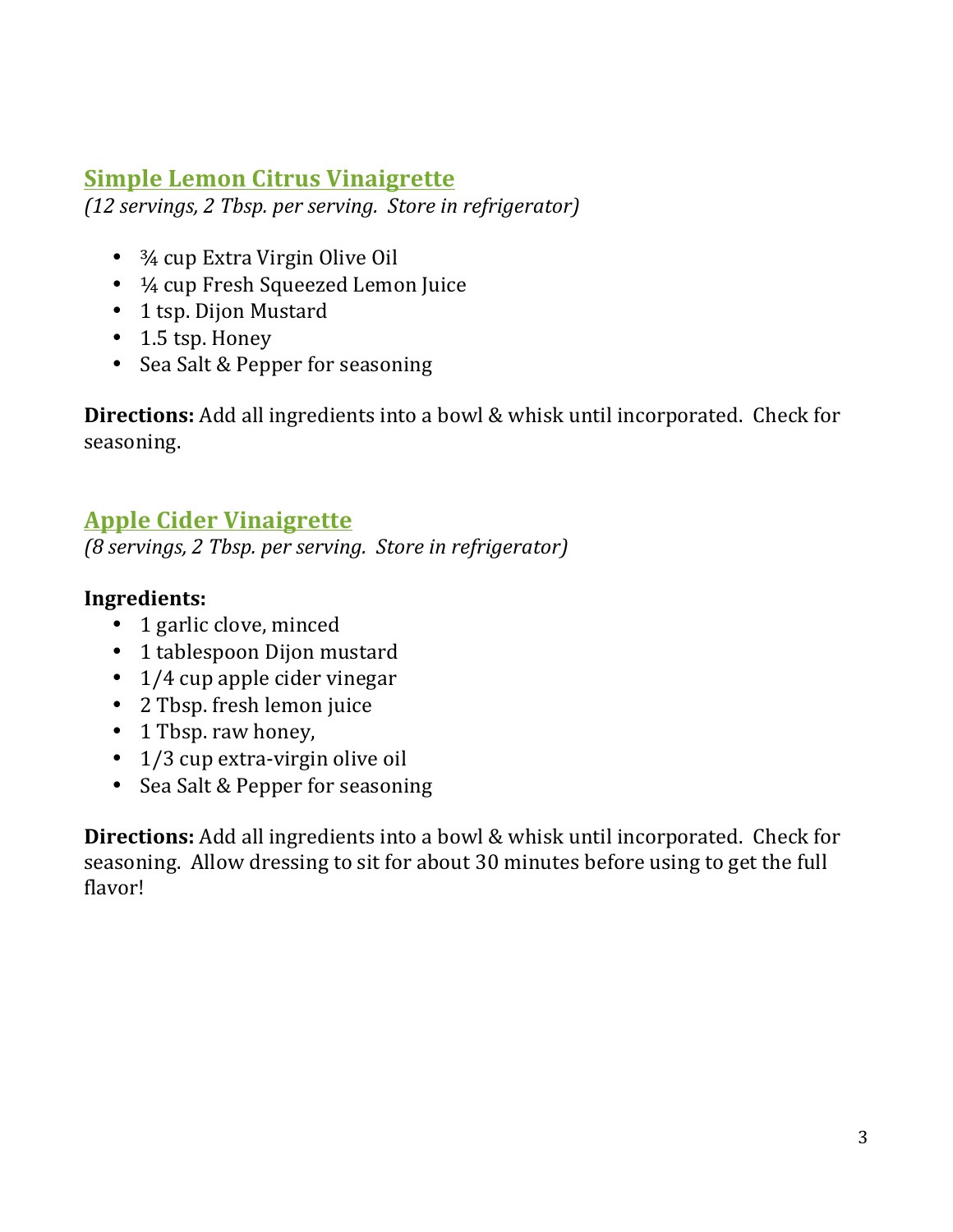## Simple Lemon Citrus Vinaigrette

*(12 servings, 2 Tbsp. per serving. Store in refrigerator)*

- ¾ cup Extra Virgin Olive Oil
- ¼ cup Fresh Squeezed Lemon Juice
- 1 tsp. Dijon Mustard
- 1.5 tsp. Honey
- Sea Salt & Pepper for seasoning

**Directions:** Add all ingredients into a bowl & whisk until incorporated. Check for seasoning.

## Apple Cider Vinaigrette

*(8 servings, 2 Tbsp. per serving. Store in refrigerator)*

**Ingredients:**

- 1 garlic clove, minced
- 1 tablespoon Dijon mustard
- 1/4 cup apple cider vinegar
- 2 Tbsp. fresh lemon juice
- 1 Tbsp. raw honey,
- 1/3 cup extra-virgin olive oil
- Sea Salt & Pepper for seasoning

**Directions:** Add all ingredients into a bowl & whisk until incorporated. Check for seasoning. Allow dressing to sit for about 30 minutes before using to get the full flavor!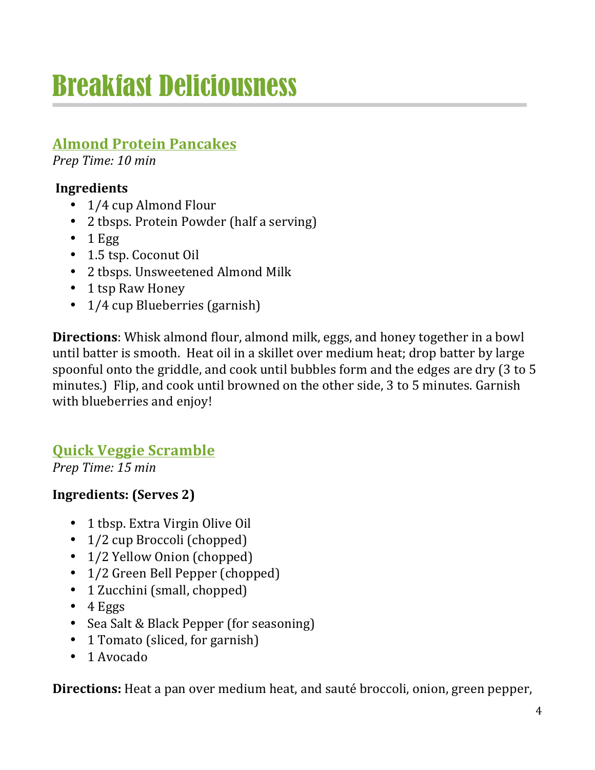# Breakfast Deliciousness

## Almond Protein Pancakes

*Prep Time: 10 min*

**Ingredients**

- 1/4 cup Almond Flour
- 2 tbsps. Protein Powder (half a serving)
- 1 Egg
- 1.5 tsp. Coconut Oil
- 2 tbsps. Unsweetened Almond Milk
- 1 tsp Raw Honey
- 1/4 cup Blueberries (garnish)

**Directions**: Whisk almond flour, almond milk, eggs, and honey together in a bowl until batter is smooth. Heat oil in a skillet over medium heat; drop batter by large spoonful onto the griddle, and cook until bubbles form and the edges are dry (3 to 5 minutes.) Flip, and cook until browned on the other side, 3 to 5 minutes. Garnish with blueberries and enjoy!

## Quick Veggie Scramble

*Prep Time: 15 min*

**Ingredients: (Serves 2)**

- 1 tbsp. Extra Virgin Olive Oil
- 1/2 cup Broccoli (chopped)
- 1/2 Yellow Onion (chopped)
- 1/2 Green Bell Pepper (chopped)
- 1 Zucchini (small, chopped)
- 4 Eggs
- Sea Salt & Black Pepper (for seasoning)
- 1 Tomato (sliced, for garnish)
- 1 Avocado

**Directions:** Heat a pan over medium heat, and sauté broccoli, onion, green pepper,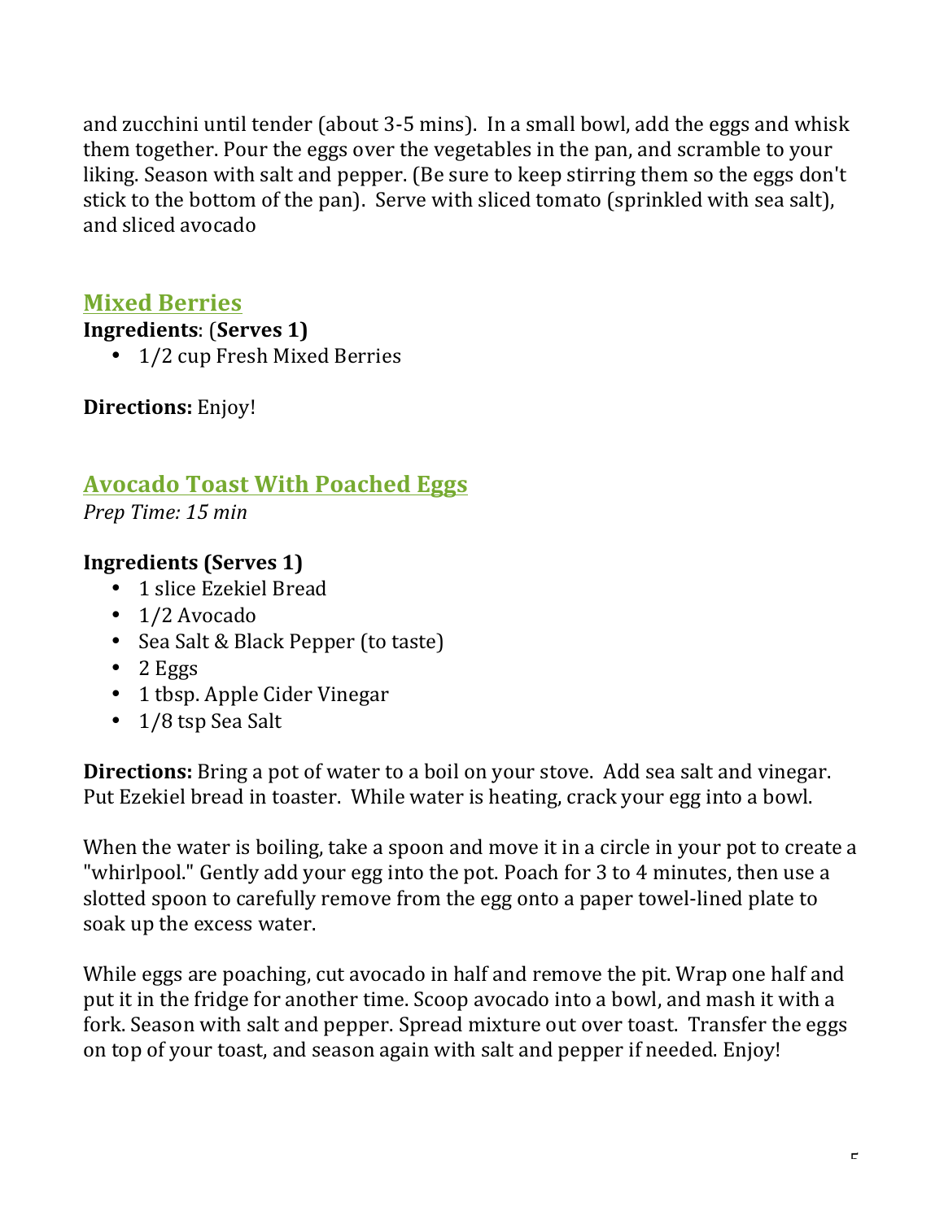and zucchini until tender (about 3-5 mins). In a small bowl, add the eggs and whisk them together. Pour the eggs over the vegetables in the pan, and scramble to your liking. Season with salt and pepper. (Be sure to keep stirring them so the eggs don't stick to the bottom of the pan). Serve with sliced tomato (sprinkled with sea salt), and sliced avocado

## Mixed Berries

**Ingredients**: (**Serves 1)**

- 1/2 cup Fresh Mixed Berries

**Directions:** Enjoy!

## Avocado Toast With Poached Eggs

*Prep Time: 15 min*

**Ingredients (Serves 1)**

- 1 slice Ezekiel Bread
- 1/2 Avocado
- Sea Salt & Black Pepper (to taste)
- 2 Eggs
- 1 tbsp. Apple Cider Vinegar
- 1/8 tsp Sea Salt

**Directions:** Bring a pot of water to a boil on your stove. Add sea salt and vinegar. Put Ezekiel bread in toaster. While water is heating, crack your egg into a bowl.

When the water is boiling, take a spoon and move it in a circle in your pot to create a "whirlpool." Gently add your egg into the pot. Poach for 3 to 4 minutes, then use a slotted spoon to carefully remove from the egg onto a paper towel-lined plate to soak up the excess water.

While eggs are poaching, cut avocado in half and remove the pit. Wrap one half and put it in the fridge for another time. Scoop avocado into a bowl, and mash it with a fork. Season with salt and pepper. Spread mixture out over toast. Transfer the eggs on top of your toast, and season again with salt and pepper if needed. Enjoy!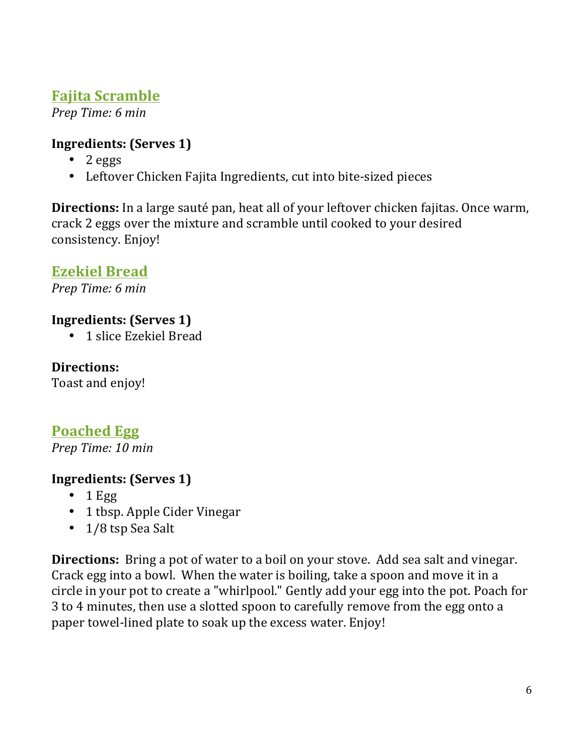## Fajita Scramble

*Prep Time: 6 min*

**Ingredients: (Serves 1)**

- 2 eggs
- Leftover Chicken Fajita Ingredients, cut into bite-sized pieces

**Directions:** In a large sauté pan, heat all of your leftover chicken fajitas. Once warm, crack 2 eggs over the mixture and scramble until cooked to your desired consistency. Enjoy!

## Ezekiel Bread

*Prep Time: 6 min*

**Ingredients: (Serves 1)**

- 1 slice Ezekiel Bread

**Directions:**
Toast and enjoy!

## Poached Egg

*Prep Time: 10 min*

**Ingredients: (Serves 1)**

- 1 Egg
- 1 tbsp. Apple Cider Vinegar
- 1/8 tsp Sea Salt

**Directions:** Bring a pot of water to a boil on your stove. Add sea salt and vinegar. Crack egg into a bowl. When the water is boiling, take a spoon and move it in a circle in your pot to create a "whirlpool." Gently add your egg into the pot. Poach for 3 to 4 minutes, then use a slotted spoon to carefully remove from the egg onto a paper towel-lined plate to soak up the excess water. Enjoy!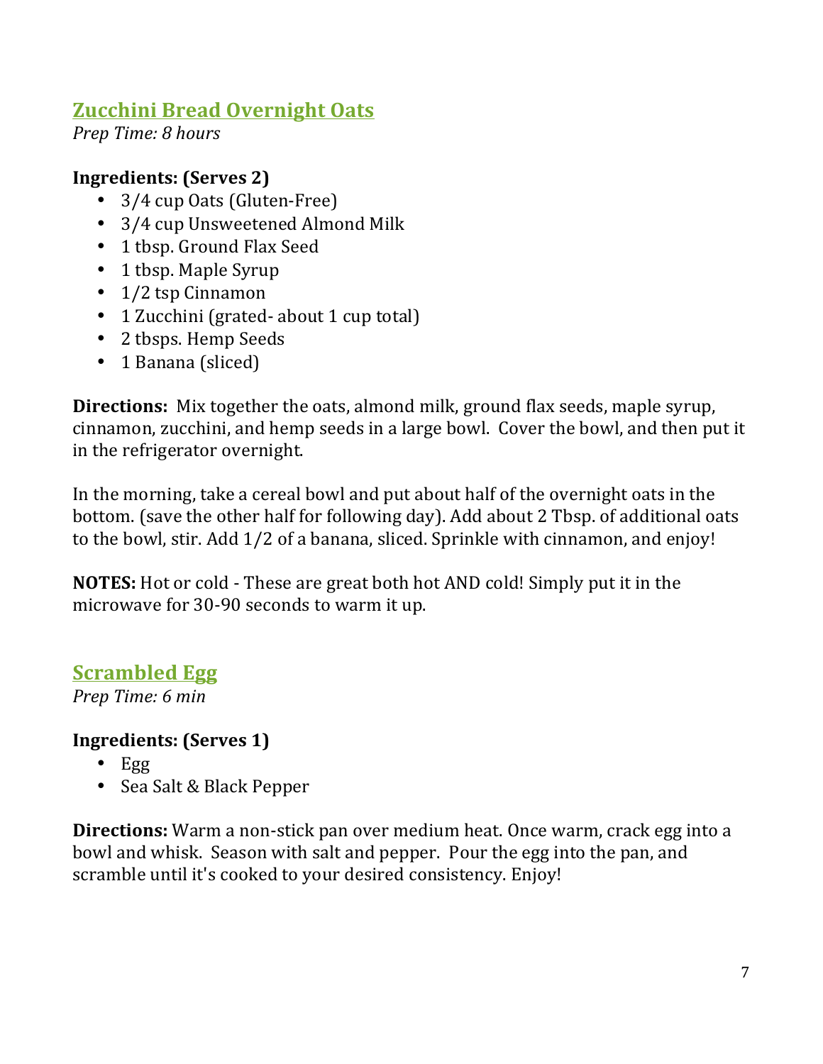## Zucchini Bread Overnight Oats

*Prep Time: 8 hours*

**Ingredients: (Serves 2)**

- 3/4 cup Oats (Gluten-Free)
- 3/4 cup Unsweetened Almond Milk
- 1 tbsp. Ground Flax Seed
- 1 tbsp. Maple Syrup
- 1/2 tsp Cinnamon
- 1 Zucchini (grated- about 1 cup total)
- 2 tbsps. Hemp Seeds
- 1 Banana (sliced)

**Directions:** Mix together the oats, almond milk, ground flax seeds, maple syrup, cinnamon, zucchini, and hemp seeds in a large bowl. Cover the bowl, and then put it in the refrigerator overnight.

In the morning, take a cereal bowl and put about half of the overnight oats in the bottom. (save the other half for following day). Add about 2 Tbsp. of additional oats to the bowl, stir. Add 1/2 of a banana, sliced. Sprinkle with cinnamon, and enjoy!

**NOTES:** Hot or cold - These are great both hot AND cold! Simply put it in the microwave for 30-90 seconds to warm it up.

## Scrambled Egg

*Prep Time: 6 min*

**Ingredients: (Serves 1)**

- Egg
- Sea Salt & Black Pepper

**Directions:** Warm a non-stick pan over medium heat. Once warm, crack egg into a bowl and whisk. Season with salt and pepper. Pour the egg into the pan, and scramble until it's cooked to your desired consistency. Enjoy!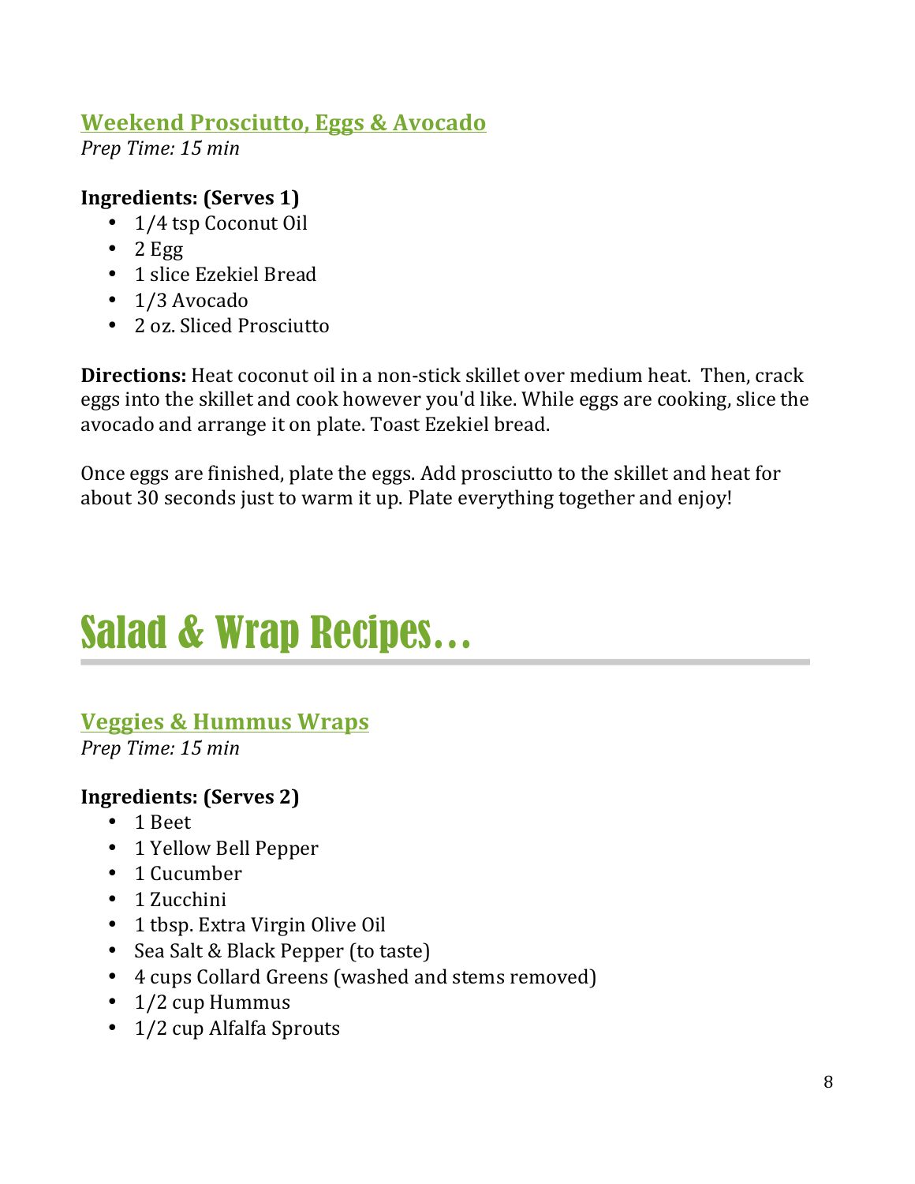### Weekend Prosciutto, Eggs & Avocado

*Prep Time: 15 min*

**Ingredients: (Serves 1)**

- 1/4 tsp Coconut Oil
- 2 Egg
- 1 slice Ezekiel Bread
- 1/3 Avocado
- 2 oz. Sliced Prosciutto

**Directions:** Heat coconut oil in a non-stick skillet over medium heat. Then, crack eggs into the skillet and cook however you'd like. While eggs are cooking, slice the avocado and arrange it on plate. Toast Ezekiel bread.

Once eggs are finished, plate the eggs. Add prosciutto to the skillet and heat for about 30 seconds just to warm it up. Plate everything together and enjoy!

# Salad & Wrap Recipes…

### Veggies & Hummus Wraps

*Prep Time: 15 min*

**Ingredients: (Serves 2)**

- 1 Beet
- 1 Yellow Bell Pepper
- 1 Cucumber
- 1 Zucchini
- 1 tbsp. Extra Virgin Olive Oil
- Sea Salt & Black Pepper (to taste)
- 4 cups Collard Greens (washed and stems removed)
- 1/2 cup Hummus
- 1/2 cup Alfalfa Sprouts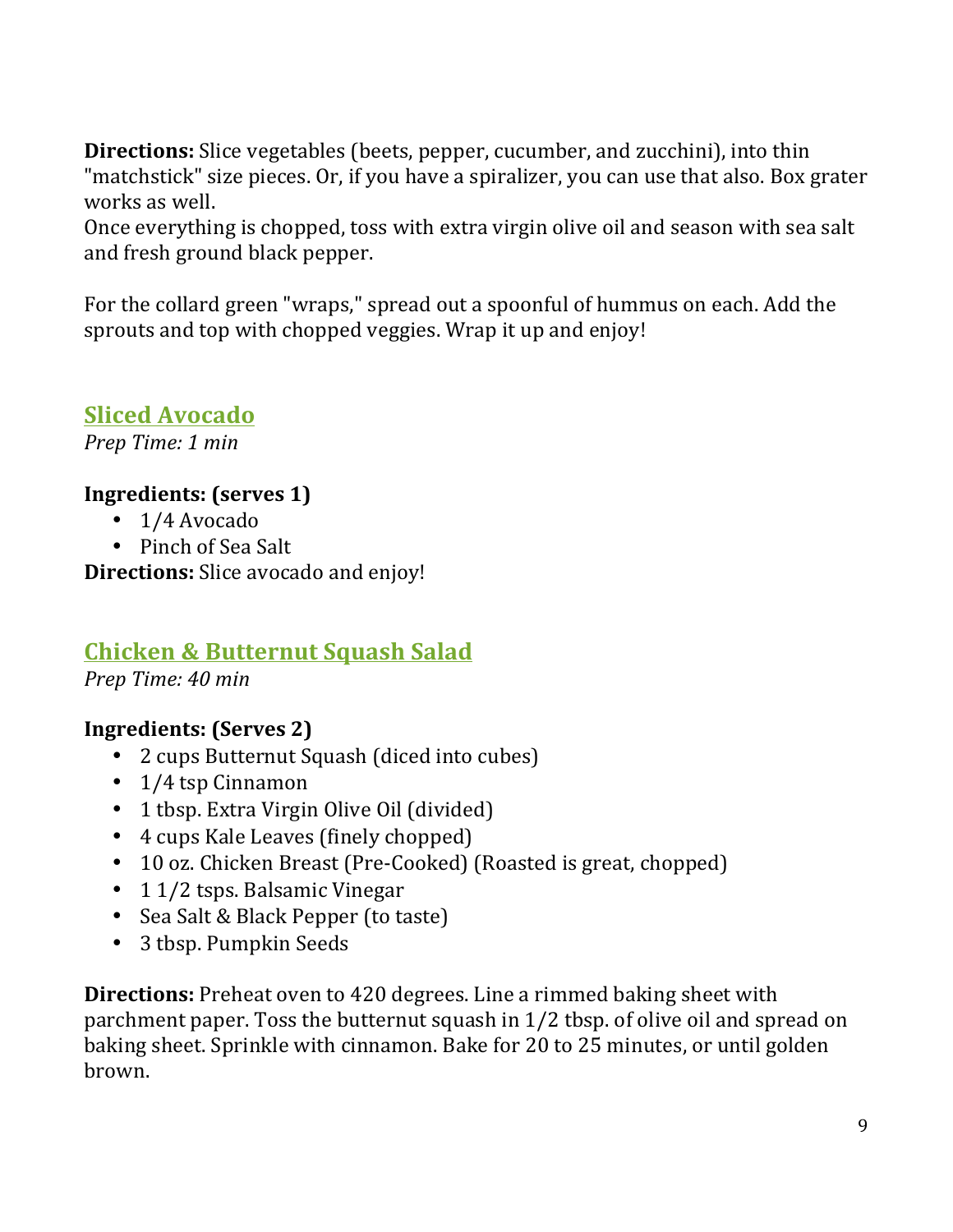**Directions:** Slice vegetables (beets, pepper, cucumber, and zucchini), into thin "matchstick" size pieces. Or, if you have a spiralizer, you can use that also. Box grater works as well.
Once everything is chopped, toss with extra virgin olive oil and season with sea salt and fresh ground black pepper.

For the collard green "wraps," spread out a spoonful of hummus on each. Add the sprouts and top with chopped veggies. Wrap it up and enjoy!

## Sliced Avocado

*Prep Time: 1 min*

**Ingredients: (serves 1)**

- 1/4 Avocado
- Pinch of Sea Salt

**Directions:** Slice avocado and enjoy!

## Chicken & Butternut Squash Salad

*Prep Time: 40 min*

**Ingredients: (Serves 2)**

- 2 cups Butternut Squash (diced into cubes)
- 1/4 tsp Cinnamon
- 1 tbsp. Extra Virgin Olive Oil (divided)
- 4 cups Kale Leaves (finely chopped)
- 10 oz. Chicken Breast (Pre-Cooked) (Roasted is great, chopped)
- 1 1/2 tsps. Balsamic Vinegar
- Sea Salt & Black Pepper (to taste)
- 3 tbsp. Pumpkin Seeds

**Directions:** Preheat oven to 420 degrees. Line a rimmed baking sheet with parchment paper. Toss the butternut squash in 1/2 tbsp. of olive oil and spread on baking sheet. Sprinkle with cinnamon. Bake for 20 to 25 minutes, or until golden brown.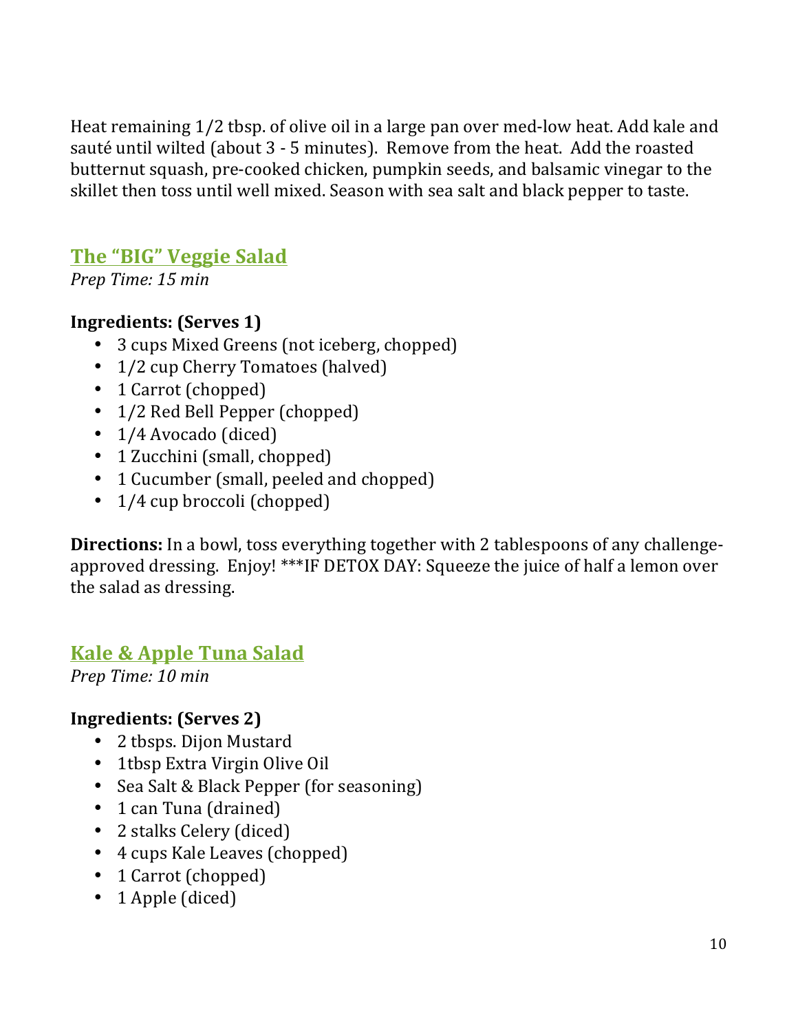Heat remaining 1/2 tbsp. of olive oil in a large pan over med-low heat. Add kale and sauté until wilted (about 3 - 5 minutes). Remove from the heat. Add the roasted butternut squash, pre-cooked chicken, pumpkin seeds, and balsamic vinegar to the skillet then toss until well mixed. Season with sea salt and black pepper to taste.

## The "BIG" Veggie Salad

*Prep Time: 15 min*

**Ingredients: (Serves 1)**

- 3 cups Mixed Greens (not iceberg, chopped)
- 1/2 cup Cherry Tomatoes (halved)
- 1 Carrot (chopped)
- 1/2 Red Bell Pepper (chopped)
- 1/4 Avocado (diced)
- 1 Zucchini (small, chopped)
- 1 Cucumber (small, peeled and chopped)
- 1/4 cup broccoli (chopped)

**Directions:** In a bowl, toss everything together with 2 tablespoons of any challenge-approved dressing. Enjoy! ***IF DETOX DAY: Squeeze the juice of half a lemon over the salad as dressing.

## Kale & Apple Tuna Salad

*Prep Time: 10 min*

**Ingredients: (Serves 2)**

- 2 tbsps. Dijon Mustard
- 1tbsp Extra Virgin Olive Oil
- Sea Salt & Black Pepper (for seasoning)
- 1 can Tuna (drained)
- 2 stalks Celery (diced)
- 4 cups Kale Leaves (chopped)
- 1 Carrot (chopped)
- 1 Apple (diced)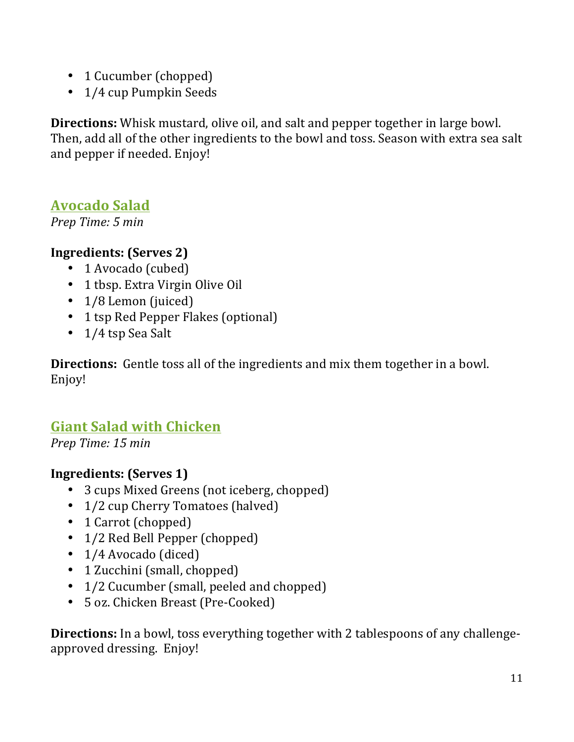- 1 Cucumber (chopped)
- 1/4 cup Pumpkin Seeds

**Directions:** Whisk mustard, olive oil, and salt and pepper together in large bowl. Then, add all of the other ingredients to the bowl and toss. Season with extra sea salt and pepper if needed. Enjoy!

## Avocado Salad

*Prep Time: 5 min*

**Ingredients: (Serves 2)**

- 1 Avocado (cubed)
- 1 tbsp. Extra Virgin Olive Oil
- 1/8 Lemon (juiced)
- 1 tsp Red Pepper Flakes (optional)
- 1/4 tsp Sea Salt

**Directions:** Gentle toss all of the ingredients and mix them together in a bowl. Enjoy!

## Giant Salad with Chicken

*Prep Time: 15 min*

**Ingredients: (Serves 1)**

- 3 cups Mixed Greens (not iceberg, chopped)
- 1/2 cup Cherry Tomatoes (halved)
- 1 Carrot (chopped)
- 1/2 Red Bell Pepper (chopped)
- 1/4 Avocado (diced)
- 1 Zucchini (small, chopped)
- 1/2 Cucumber (small, peeled and chopped)
- 5 oz. Chicken Breast (Pre-Cooked)

**Directions:** In a bowl, toss everything together with 2 tablespoons of any challenge-approved dressing. Enjoy!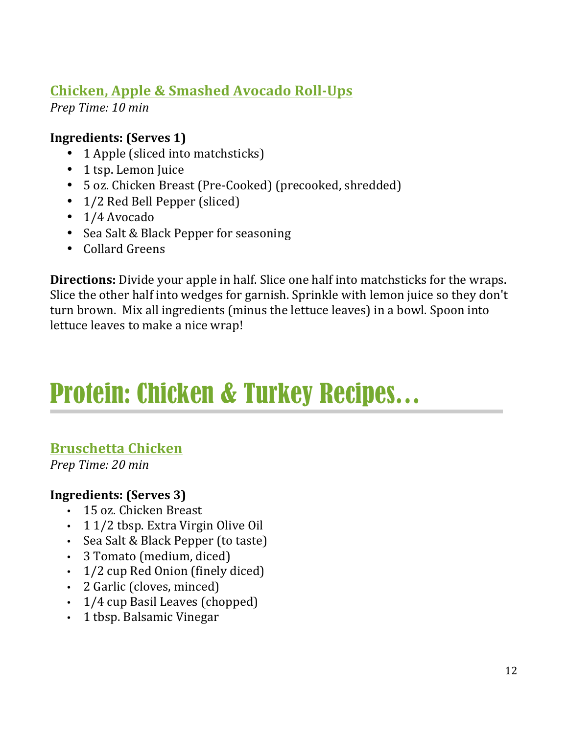### Chicken, Apple & Smashed Avocado Roll-Ups

*Prep Time: 10 min*

**Ingredients: (Serves 1)**

- 1 Apple (sliced into matchsticks)
- 1 tsp. Lemon Juice
- 5 oz. Chicken Breast (Pre-Cooked) (precooked, shredded)
- 1/2 Red Bell Pepper (sliced)
- 1/4 Avocado
- Sea Salt & Black Pepper for seasoning
- Collard Greens

**Directions:** Divide your apple in half. Slice one half into matchsticks for the wraps. Slice the other half into wedges for garnish. Sprinkle with lemon juice so they don't turn brown. Mix all ingredients (minus the lettuce leaves) in a bowl. Spoon into lettuce leaves to make a nice wrap!

# Protein: Chicken & Turkey Recipes…

### Bruschetta Chicken

*Prep Time: 20 min*

**Ingredients: (Serves 3)**

- 15 oz. Chicken Breast
- 1 1/2 tbsp. Extra Virgin Olive Oil
- Sea Salt & Black Pepper (to taste)
- 3 Tomato (medium, diced)
- 1/2 cup Red Onion (finely diced)
- 2 Garlic (cloves, minced)
- 1/4 cup Basil Leaves (chopped)
- 1 tbsp. Balsamic Vinegar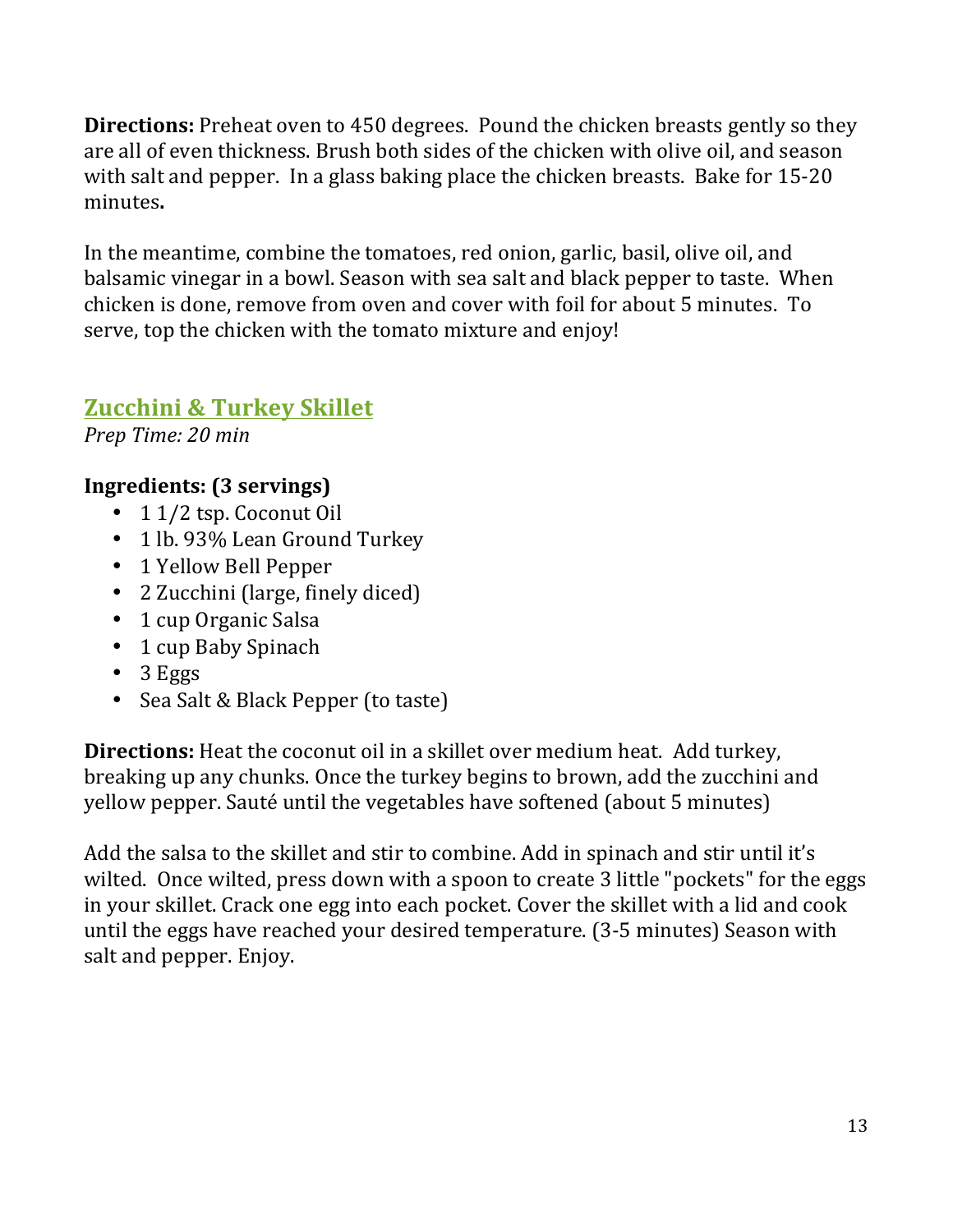**Directions:** Preheat oven to 450 degrees. Pound the chicken breasts gently so they are all of even thickness. Brush both sides of the chicken with olive oil, and season with salt and pepper. In a glass baking place the chicken breasts. Bake for 15-20 minutes**.**

In the meantime, combine the tomatoes, red onion, garlic, basil, olive oil, and balsamic vinegar in a bowl. Season with sea salt and black pepper to taste. When chicken is done, remove from oven and cover with foil for about 5 minutes. To serve, top the chicken with the tomato mixture and enjoy!

## Zucchini & Turkey Skillet

*Prep Time: 20 min*

**Ingredients: (3 servings)**

- 1 1/2 tsp. Coconut Oil
- 1 lb. 93% Lean Ground Turkey
- 1 Yellow Bell Pepper
- 2 Zucchini (large, finely diced)
- 1 cup Organic Salsa
- 1 cup Baby Spinach
- 3 Eggs
- Sea Salt & Black Pepper (to taste)

**Directions:** Heat the coconut oil in a skillet over medium heat. Add turkey, breaking up any chunks. Once the turkey begins to brown, add the zucchini and yellow pepper. Sauté until the vegetables have softened (about 5 minutes)

Add the salsa to the skillet and stir to combine. Add in spinach and stir until it's wilted. Once wilted, press down with a spoon to create 3 little "pockets" for the eggs in your skillet. Crack one egg into each pocket. Cover the skillet with a lid and cook until the eggs have reached your desired temperature. (3-5 minutes) Season with salt and pepper. Enjoy.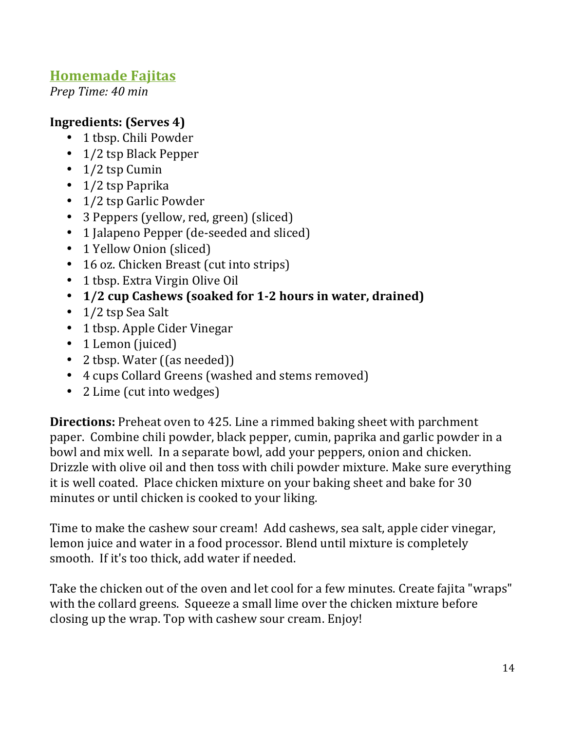## Homemade Fajitas

*Prep Time: 40 min*

**Ingredients: (Serves 4)**

- 1 tbsp. Chili Powder
- 1/2 tsp Black Pepper
- 1/2 tsp Cumin
- 1/2 tsp Paprika
- 1/2 tsp Garlic Powder
- 3 Peppers (yellow, red, green) (sliced)
- 1 Jalapeno Pepper (de-seeded and sliced)
- 1 Yellow Onion (sliced)
- 16 oz. Chicken Breast (cut into strips)
- 1 tbsp. Extra Virgin Olive Oil
- **1/2 cup Cashews (soaked for 1-2 hours in water, drained)**
- 1/2 tsp Sea Salt
- 1 tbsp. Apple Cider Vinegar
- 1 Lemon (juiced)
- 2 tbsp. Water ((as needed))
- 4 cups Collard Greens (washed and stems removed)
- 2 Lime (cut into wedges)

**Directions:** Preheat oven to 425. Line a rimmed baking sheet with parchment paper. Combine chili powder, black pepper, cumin, paprika and garlic powder in a bowl and mix well. In a separate bowl, add your peppers, onion and chicken. Drizzle with olive oil and then toss with chili powder mixture. Make sure everything it is well coated. Place chicken mixture on your baking sheet and bake for 30 minutes or until chicken is cooked to your liking.

Time to make the cashew sour cream! Add cashews, sea salt, apple cider vinegar, lemon juice and water in a food processor. Blend until mixture is completely smooth. If it's too thick, add water if needed.

Take the chicken out of the oven and let cool for a few minutes. Create fajita "wraps" with the collard greens. Squeeze a small lime over the chicken mixture before closing up the wrap. Top with cashew sour cream. Enjoy!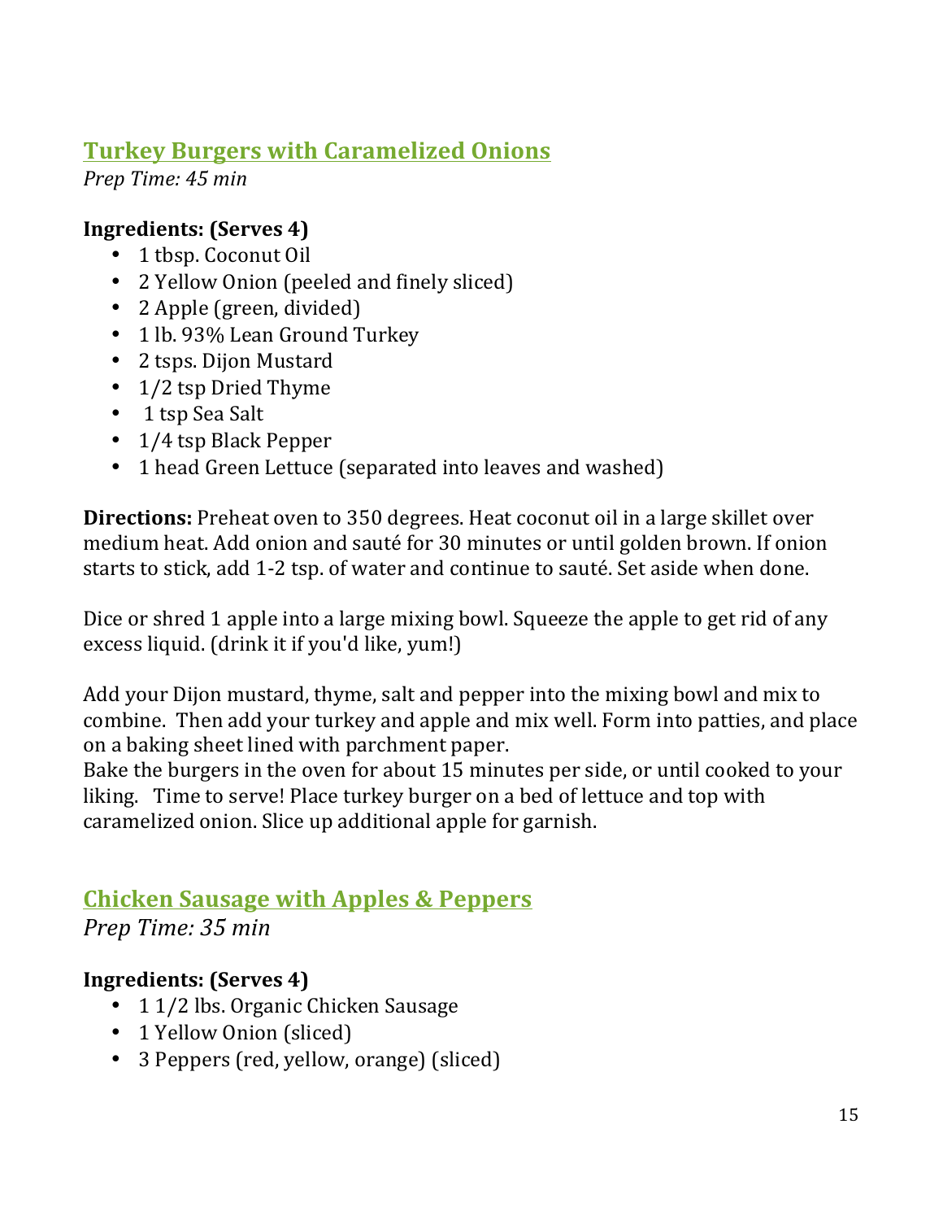## Turkey Burgers with Caramelized Onions

*Prep Time: 45 min*

**Ingredients: (Serves 4)**

- 1 tbsp. Coconut Oil
- 2 Yellow Onion (peeled and finely sliced)
- 2 Apple (green, divided)
- 1 lb. 93% Lean Ground Turkey
- 2 tsps. Dijon Mustard
- 1/2 tsp Dried Thyme
- 1 tsp Sea Salt
- 1/4 tsp Black Pepper
- 1 head Green Lettuce (separated into leaves and washed)

**Directions:** Preheat oven to 350 degrees. Heat coconut oil in a large skillet over medium heat. Add onion and sauté for 30 minutes or until golden brown. If onion starts to stick, add 1-2 tsp. of water and continue to sauté. Set aside when done.

Dice or shred 1 apple into a large mixing bowl. Squeeze the apple to get rid of any excess liquid. (drink it if you'd like, yum!)

Add your Dijon mustard, thyme, salt and pepper into the mixing bowl and mix to combine. Then add your turkey and apple and mix well. Form into patties, and place on a baking sheet lined with parchment paper.
Bake the burgers in the oven for about 15 minutes per side, or until cooked to your liking. Time to serve! Place turkey burger on a bed of lettuce and top with caramelized onion. Slice up additional apple for garnish.

## Chicken Sausage with Apples & Peppers

*Prep Time: 35 min*

**Ingredients: (Serves 4)**

- 1 1/2 lbs. Organic Chicken Sausage
- 1 Yellow Onion (sliced)
- 3 Peppers (red, yellow, orange) (sliced)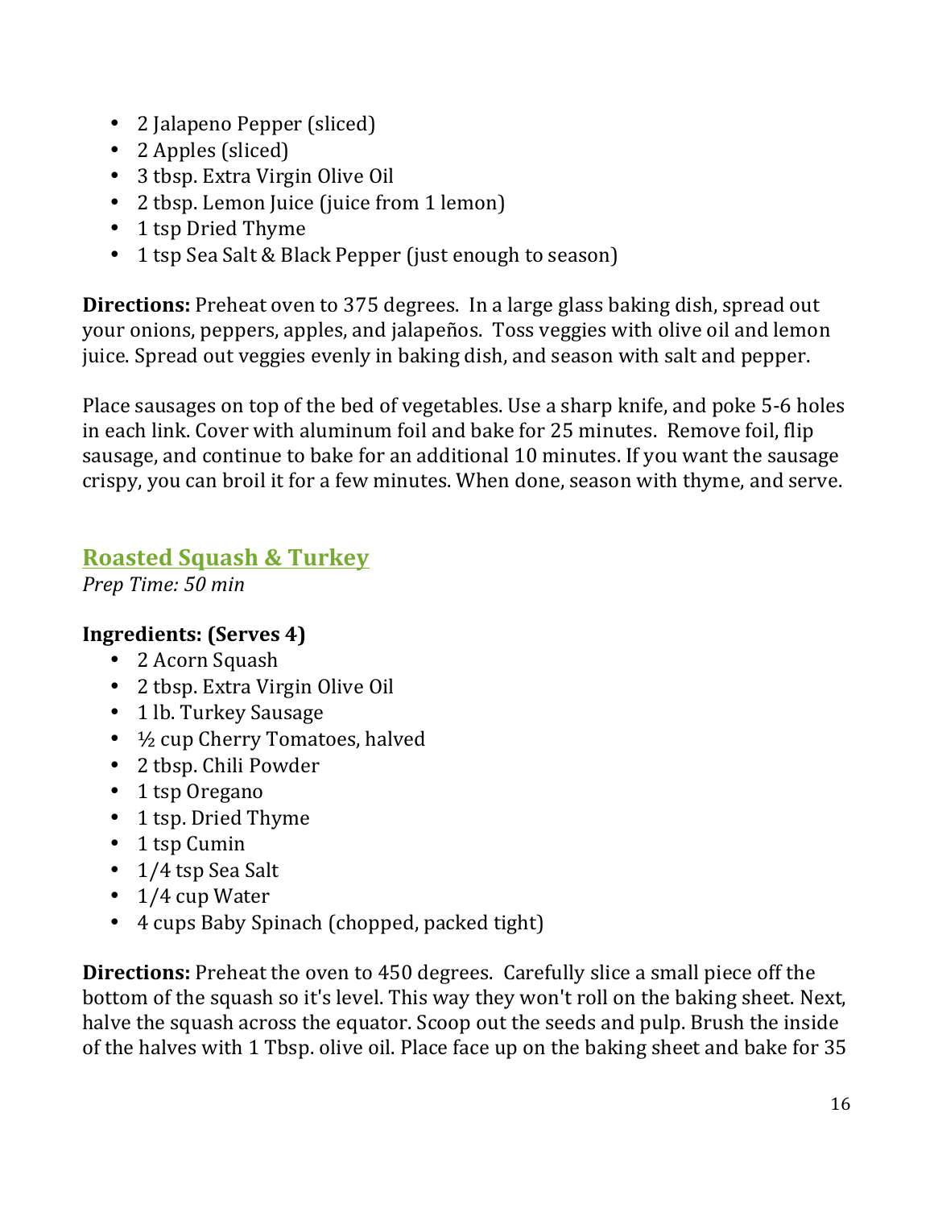- 2 Jalapeno Pepper (sliced)
- 2 Apples (sliced)
- 3 tbsp. Extra Virgin Olive Oil
- 2 tbsp. Lemon Juice (juice from 1 lemon)
- 1 tsp Dried Thyme
- 1 tsp Sea Salt & Black Pepper (just enough to season)

**Directions:** Preheat oven to 375 degrees. In a large glass baking dish, spread out your onions, peppers, apples, and jalapeños. Toss veggies with olive oil and lemon juice. Spread out veggies evenly in baking dish, and season with salt and pepper.

Place sausages on top of the bed of vegetables. Use a sharp knife, and poke 5-6 holes in each link. Cover with aluminum foil and bake for 25 minutes. Remove foil, flip sausage, and continue to bake for an additional 10 minutes. If you want the sausage crispy, you can broil it for a few minutes. When done, season with thyme, and serve.

## Roasted Squash & Turkey

*Prep Time: 50 min*

**Ingredients: (Serves 4)**

- 2 Acorn Squash
- 2 tbsp. Extra Virgin Olive Oil
- 1 lb. Turkey Sausage
- ½ cup Cherry Tomatoes, halved
- 2 tbsp. Chili Powder
- 1 tsp Oregano
- 1 tsp. Dried Thyme
- 1 tsp Cumin
- 1/4 tsp Sea Salt
- 1/4 cup Water
- 4 cups Baby Spinach (chopped, packed tight)

**Directions:** Preheat the oven to 450 degrees. Carefully slice a small piece off the bottom of the squash so it's level. This way they won't roll on the baking sheet. Next, halve the squash across the equator. Scoop out the seeds and pulp. Brush the inside of the halves with 1 Tbsp. olive oil. Place face up on the baking sheet and bake for 35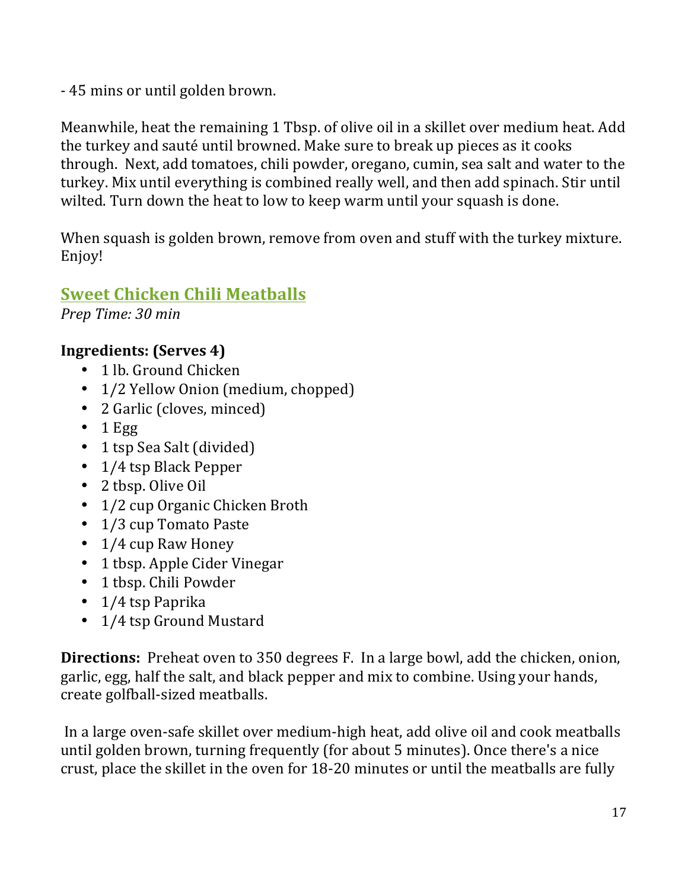- 45 mins or until golden brown.

Meanwhile, heat the remaining 1 Tbsp. of olive oil in a skillet over medium heat. Add the turkey and sauté until browned. Make sure to break up pieces as it cooks through. Next, add tomatoes, chili powder, oregano, cumin, sea salt and water to the turkey. Mix until everything is combined really well, and then add spinach. Stir until wilted. Turn down the heat to low to keep warm until your squash is done.

When squash is golden brown, remove from oven and stuff with the turkey mixture. Enjoy!

## Sweet Chicken Chili Meatballs

*Prep Time: 30 min*

**Ingredients: (Serves 4)**

- 1 lb. Ground Chicken
- 1/2 Yellow Onion (medium, chopped)
- 2 Garlic (cloves, minced)
- 1 Egg
- 1 tsp Sea Salt (divided)
- 1/4 tsp Black Pepper
- 2 tbsp. Olive Oil
- 1/2 cup Organic Chicken Broth
- 1/3 cup Tomato Paste
- 1/4 cup Raw Honey
- 1 tbsp. Apple Cider Vinegar
- 1 tbsp. Chili Powder
- 1/4 tsp Paprika
- 1/4 tsp Ground Mustard

**Directions:** Preheat oven to 350 degrees F. In a large bowl, add the chicken, onion, garlic, egg, half the salt, and black pepper and mix to combine. Using your hands, create golfball-sized meatballs.

In a large oven-safe skillet over medium-high heat, add olive oil and cook meatballs until golden brown, turning frequently (for about 5 minutes). Once there's a nice crust, place the skillet in the oven for 18-20 minutes or until the meatballs are fully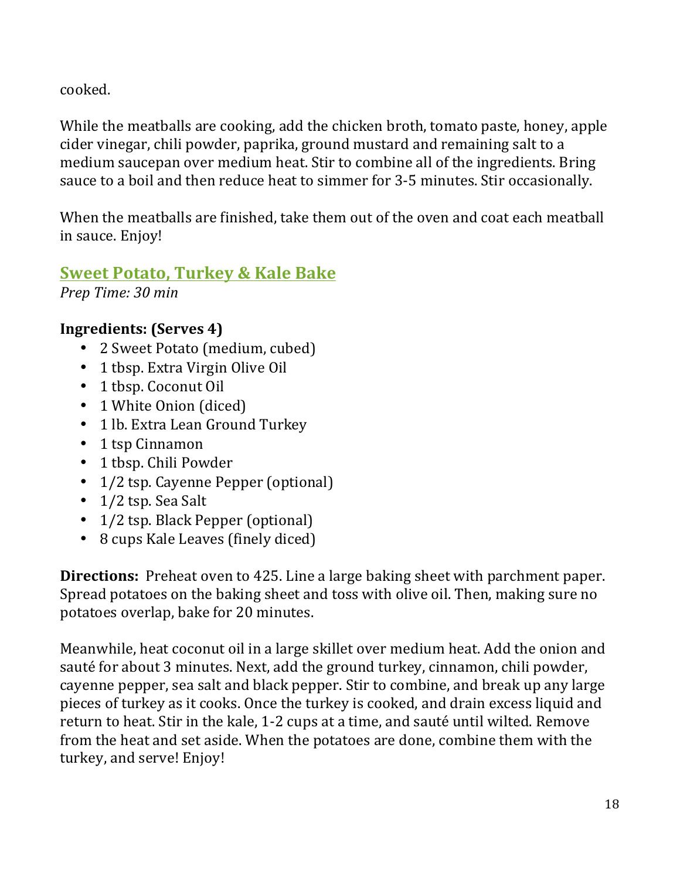cooked.

While the meatballs are cooking, add the chicken broth, tomato paste, honey, apple cider vinegar, chili powder, paprika, ground mustard and remaining salt to a medium saucepan over medium heat. Stir to combine all of the ingredients. Bring sauce to a boil and then reduce heat to simmer for 3-5 minutes. Stir occasionally.

When the meatballs are finished, take them out of the oven and coat each meatball in sauce. Enjoy!

## Sweet Potato, Turkey & Kale Bake

*Prep Time: 30 min*

**Ingredients: (Serves 4)**

- 2 Sweet Potato (medium, cubed)
- 1 tbsp. Extra Virgin Olive Oil
- 1 tbsp. Coconut Oil
- 1 White Onion (diced)
- 1 lb. Extra Lean Ground Turkey
- 1 tsp Cinnamon
- 1 tbsp. Chili Powder
- 1/2 tsp. Cayenne Pepper (optional)
- 1/2 tsp. Sea Salt
- 1/2 tsp. Black Pepper (optional)
- 8 cups Kale Leaves (finely diced)

**Directions:** Preheat oven to 425. Line a large baking sheet with parchment paper. Spread potatoes on the baking sheet and toss with olive oil. Then, making sure no potatoes overlap, bake for 20 minutes.

Meanwhile, heat coconut oil in a large skillet over medium heat. Add the onion and sauté for about 3 minutes. Next, add the ground turkey, cinnamon, chili powder, cayenne pepper, sea salt and black pepper. Stir to combine, and break up any large pieces of turkey as it cooks. Once the turkey is cooked, and drain excess liquid and return to heat. Stir in the kale, 1-2 cups at a time, and sauté until wilted. Remove from the heat and set aside. When the potatoes are done, combine them with the turkey, and serve! Enjoy!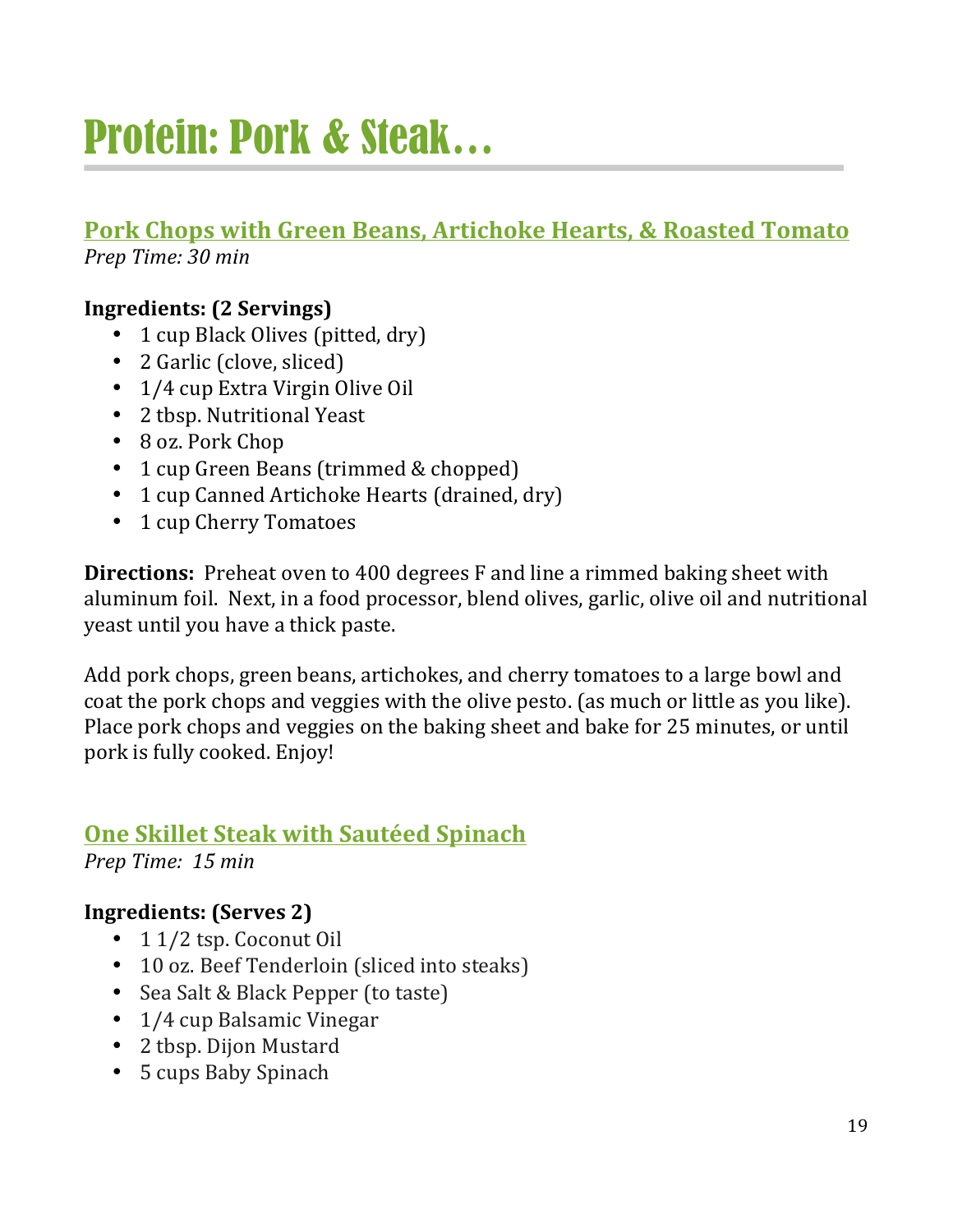# Protein: Pork & Steak…

## Pork Chops with Green Beans, Artichoke Hearts, & Roasted Tomato

*Prep Time: 30 min*

**Ingredients: (2 Servings)**

- 1 cup Black Olives (pitted, dry)
- 2 Garlic (clove, sliced)
- 1/4 cup Extra Virgin Olive Oil
- 2 tbsp. Nutritional Yeast
- 8 oz. Pork Chop
- 1 cup Green Beans (trimmed & chopped)
- 1 cup Canned Artichoke Hearts (drained, dry)
- 1 cup Cherry Tomatoes

**Directions:** Preheat oven to 400 degrees F and line a rimmed baking sheet with aluminum foil. Next, in a food processor, blend olives, garlic, olive oil and nutritional yeast until you have a thick paste.

Add pork chops, green beans, artichokes, and cherry tomatoes to a large bowl and coat the pork chops and veggies with the olive pesto. (as much or little as you like). Place pork chops and veggies on the baking sheet and bake for 25 minutes, or until pork is fully cooked. Enjoy!

## One Skillet Steak with Sautéed Spinach

*Prep Time: 15 min*

**Ingredients: (Serves 2)**

- 1 1/2 tsp. Coconut Oil
- 10 oz. Beef Tenderloin (sliced into steaks)
- Sea Salt & Black Pepper (to taste)
- 1/4 cup Balsamic Vinegar
- 2 tbsp. Dijon Mustard
- 5 cups Baby Spinach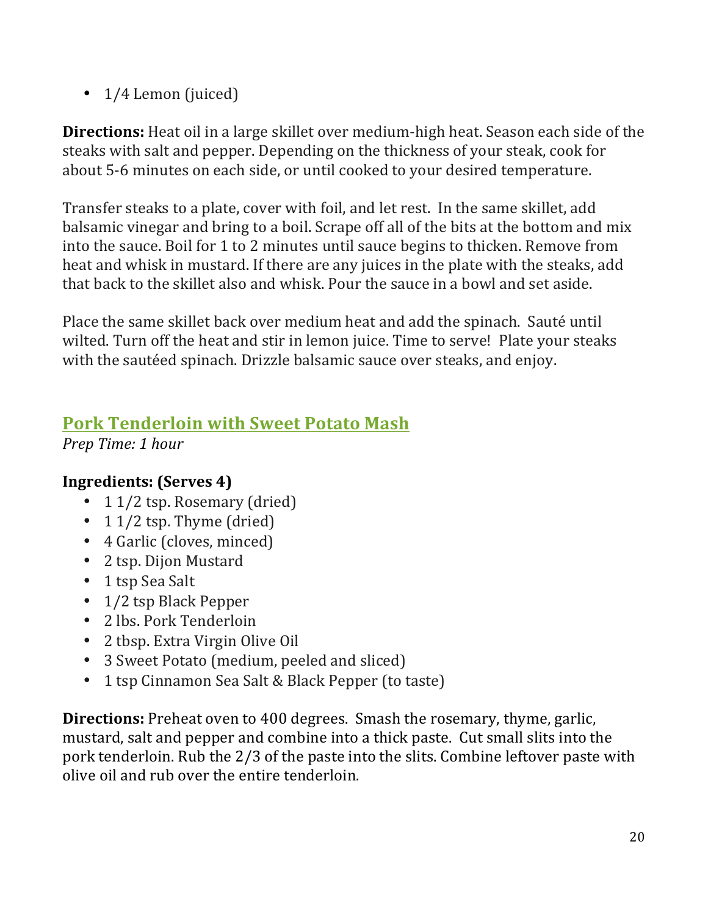- 1/4 Lemon (juiced)

**Directions:** Heat oil in a large skillet over medium-high heat. Season each side of the steaks with salt and pepper. Depending on the thickness of your steak, cook for about 5-6 minutes on each side, or until cooked to your desired temperature.

Transfer steaks to a plate, cover with foil, and let rest. In the same skillet, add balsamic vinegar and bring to a boil. Scrape off all of the bits at the bottom and mix into the sauce. Boil for 1 to 2 minutes until sauce begins to thicken. Remove from heat and whisk in mustard. If there are any juices in the plate with the steaks, add that back to the skillet also and whisk. Pour the sauce in a bowl and set aside.

Place the same skillet back over medium heat and add the spinach. Sauté until wilted. Turn off the heat and stir in lemon juice. Time to serve! Plate your steaks with the sautéed spinach. Drizzle balsamic sauce over steaks, and enjoy.

## Pork Tenderloin with Sweet Potato Mash

*Prep Time: 1 hour*

**Ingredients: (Serves 4)**

- 1 1/2 tsp. Rosemary (dried)
- 1 1/2 tsp. Thyme (dried)
- 4 Garlic (cloves, minced)
- 2 tsp. Dijon Mustard
- 1 tsp Sea Salt
- 1/2 tsp Black Pepper
- 2 lbs. Pork Tenderloin
- 2 tbsp. Extra Virgin Olive Oil
- 3 Sweet Potato (medium, peeled and sliced)
- 1 tsp Cinnamon Sea Salt & Black Pepper (to taste)

**Directions:** Preheat oven to 400 degrees. Smash the rosemary, thyme, garlic, mustard, salt and pepper and combine into a thick paste. Cut small slits into the pork tenderloin. Rub the 2/3 of the paste into the slits. Combine leftover paste with olive oil and rub over the entire tenderloin.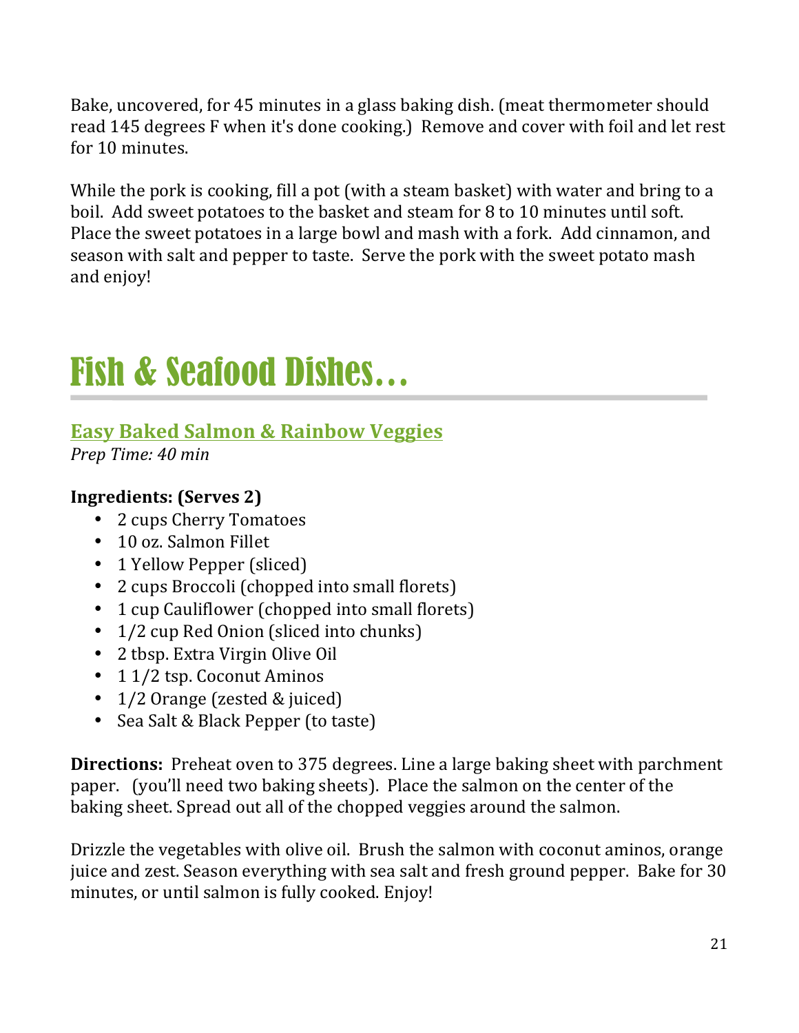Bake, uncovered, for 45 minutes in a glass baking dish. (meat thermometer should read 145 degrees F when it's done cooking.) Remove and cover with foil and let rest for 10 minutes.

While the pork is cooking, fill a pot (with a steam basket) with water and bring to a boil. Add sweet potatoes to the basket and steam for 8 to 10 minutes until soft. Place the sweet potatoes in a large bowl and mash with a fork. Add cinnamon, and season with salt and pepper to taste. Serve the pork with the sweet potato mash and enjoy!

# Fish & Seafood Dishes…

## Easy Baked Salmon & Rainbow Veggies

*Prep Time: 40 min*

**Ingredients: (Serves 2)**

- 2 cups Cherry Tomatoes
- 10 oz. Salmon Fillet
- 1 Yellow Pepper (sliced)
- 2 cups Broccoli (chopped into small florets)
- 1 cup Cauliflower (chopped into small florets)
- 1/2 cup Red Onion (sliced into chunks)
- 2 tbsp. Extra Virgin Olive Oil
- 1 1/2 tsp. Coconut Aminos
- 1/2 Orange (zested & juiced)
- Sea Salt & Black Pepper (to taste)

**Directions:** Preheat oven to 375 degrees. Line a large baking sheet with parchment paper. (you'll need two baking sheets). Place the salmon on the center of the baking sheet. Spread out all of the chopped veggies around the salmon.

Drizzle the vegetables with olive oil. Brush the salmon with coconut aminos, orange juice and zest. Season everything with sea salt and fresh ground pepper. Bake for 30 minutes, or until salmon is fully cooked. Enjoy!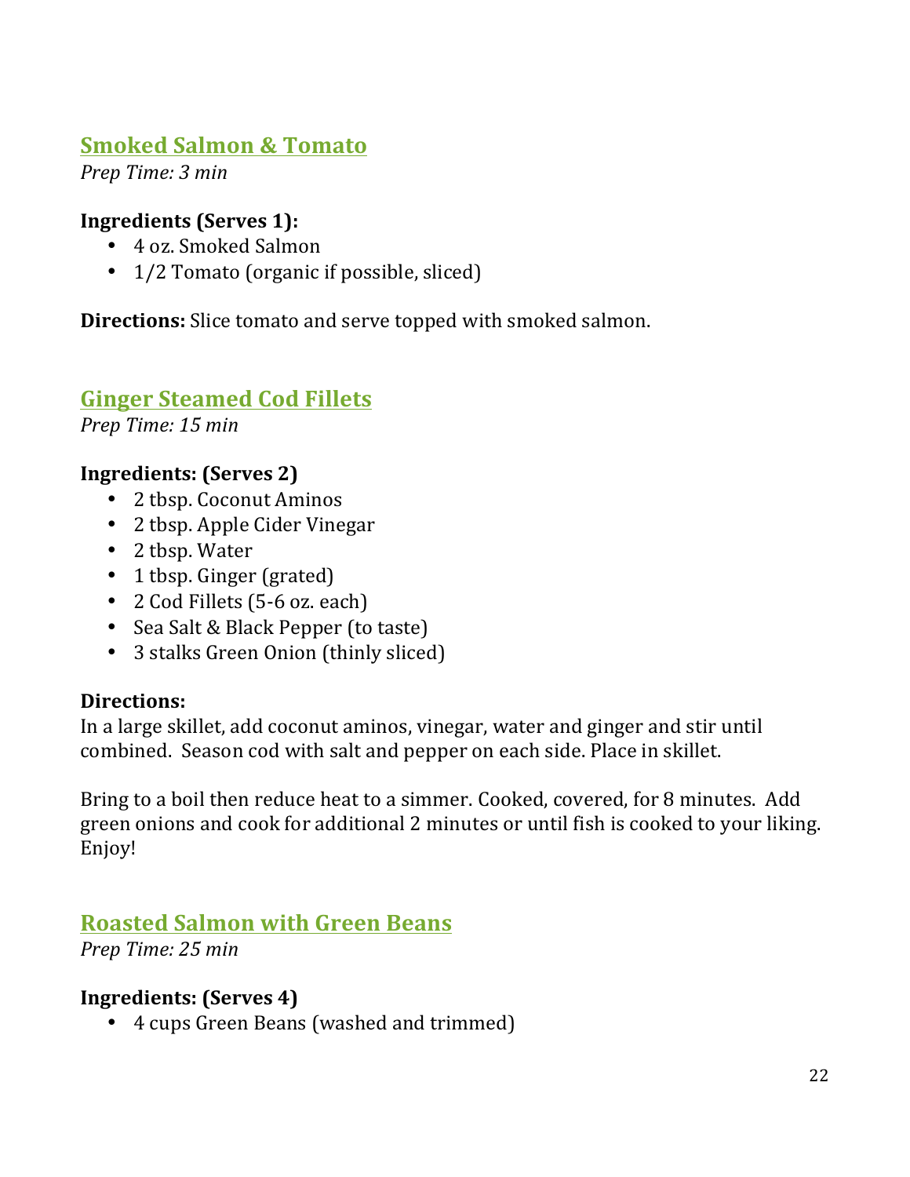## Smoked Salmon & Tomato

*Prep Time: 3 min*

**Ingredients (Serves 1):**

- 4 oz. Smoked Salmon
- 1/2 Tomato (organic if possible, sliced)

**Directions:** Slice tomato and serve topped with smoked salmon.

## Ginger Steamed Cod Fillets

*Prep Time: 15 min*

**Ingredients: (Serves 2)**

- 2 tbsp. Coconut Aminos
- 2 tbsp. Apple Cider Vinegar
- 2 tbsp. Water
- 1 tbsp. Ginger (grated)
- 2 Cod Fillets (5-6 oz. each)
- Sea Salt & Black Pepper (to taste)
- 3 stalks Green Onion (thinly sliced)

**Directions:**

In a large skillet, add coconut aminos, vinegar, water and ginger and stir until combined. Season cod with salt and pepper on each side. Place in skillet.

Bring to a boil then reduce heat to a simmer. Cooked, covered, for 8 minutes. Add green onions and cook for additional 2 minutes or until fish is cooked to your liking. Enjoy!

## Roasted Salmon with Green Beans

*Prep Time: 25 min*

**Ingredients: (Serves 4)**

- 4 cups Green Beans (washed and trimmed)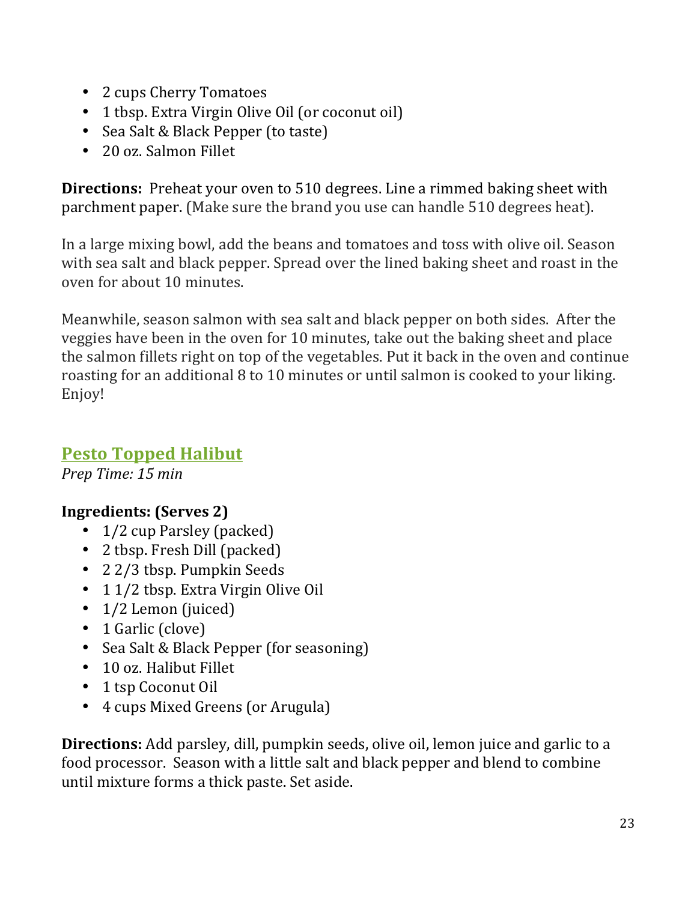- 2 cups Cherry Tomatoes
- 1 tbsp. Extra Virgin Olive Oil (or coconut oil)
- Sea Salt & Black Pepper (to taste)
- 20 oz. Salmon Fillet

**Directions:** Preheat your oven to 510 degrees. Line a rimmed baking sheet with parchment paper. (Make sure the brand you use can handle 510 degrees heat).

In a large mixing bowl, add the beans and tomatoes and toss with olive oil. Season with sea salt and black pepper. Spread over the lined baking sheet and roast in the oven for about 10 minutes.

Meanwhile, season salmon with sea salt and black pepper on both sides. After the veggies have been in the oven for 10 minutes, take out the baking sheet and place the salmon fillets right on top of the vegetables. Put it back in the oven and continue roasting for an additional 8 to 10 minutes or until salmon is cooked to your liking. Enjoy!

## Pesto Topped Halibut

*Prep Time: 15 min*

**Ingredients: (Serves 2)**

- 1/2 cup Parsley (packed)
- 2 tbsp. Fresh Dill (packed)
- 2 2/3 tbsp. Pumpkin Seeds
- 1 1/2 tbsp. Extra Virgin Olive Oil
- 1/2 Lemon (juiced)
- 1 Garlic (clove)
- Sea Salt & Black Pepper (for seasoning)
- 10 oz. Halibut Fillet
- 1 tsp Coconut Oil
- 4 cups Mixed Greens (or Arugula)

**Directions:** Add parsley, dill, pumpkin seeds, olive oil, lemon juice and garlic to a food processor. Season with a little salt and black pepper and blend to combine until mixture forms a thick paste. Set aside.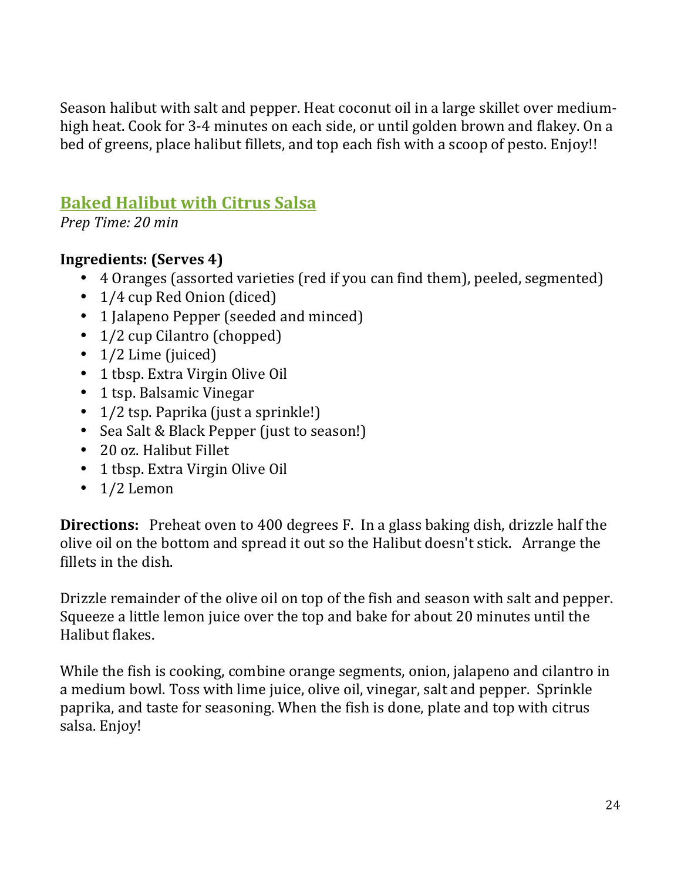Season halibut with salt and pepper. Heat coconut oil in a large skillet over medium-high heat. Cook for 3-4 minutes on each side, or until golden brown and flakey. On a bed of greens, place halibut fillets, and top each fish with a scoop of pesto. Enjoy!!

## Baked Halibut with Citrus Salsa

*Prep Time: 20 min*

**Ingredients: (Serves 4)**

- 4 Oranges (assorted varieties (red if you can find them), peeled, segmented)
- 1/4 cup Red Onion (diced)
- 1 Jalapeno Pepper (seeded and minced)
- 1/2 cup Cilantro (chopped)
- 1/2 Lime (juiced)
- 1 tbsp. Extra Virgin Olive Oil
- 1 tsp. Balsamic Vinegar
- 1/2 tsp. Paprika (just a sprinkle!)
- Sea Salt & Black Pepper (just to season!)
- 20 oz. Halibut Fillet
- 1 tbsp. Extra Virgin Olive Oil
- 1/2 Lemon

**Directions:** Preheat oven to 400 degrees F. In a glass baking dish, drizzle half the olive oil on the bottom and spread it out so the Halibut doesn't stick. Arrange the fillets in the dish.

Drizzle remainder of the olive oil on top of the fish and season with salt and pepper. Squeeze a little lemon juice over the top and bake for about 20 minutes until the Halibut flakes.

While the fish is cooking, combine orange segments, onion, jalapeno and cilantro in a medium bowl. Toss with lime juice, olive oil, vinegar, salt and pepper. Sprinkle paprika, and taste for seasoning. When the fish is done, plate and top with citrus salsa. Enjoy!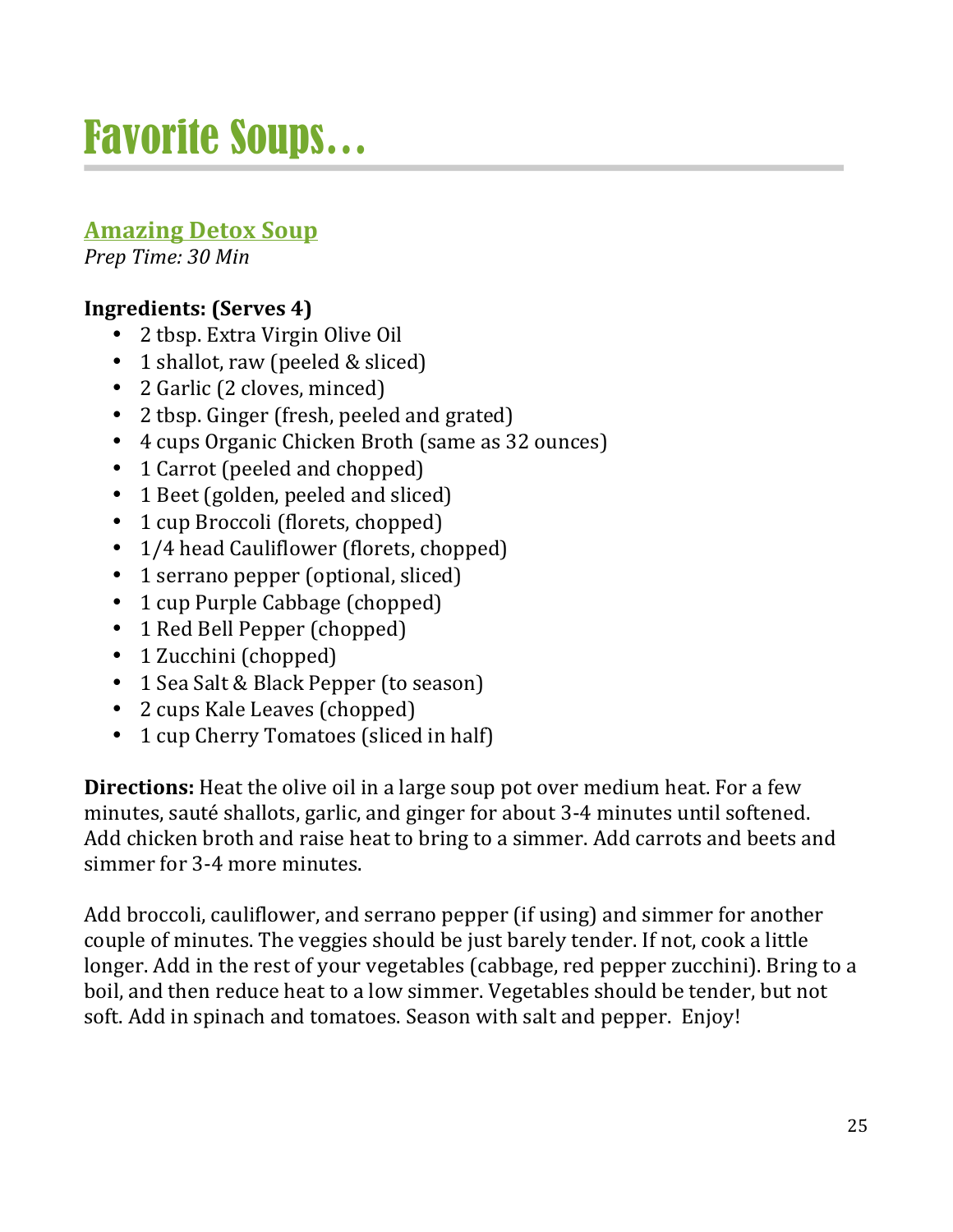# Favorite Soups…

## Amazing Detox Soup

*Prep Time: 30 Min*

**Ingredients: (Serves 4)**

- 2 tbsp. Extra Virgin Olive Oil
- 1 shallot, raw (peeled & sliced)
- 2 Garlic (2 cloves, minced)
- 2 tbsp. Ginger (fresh, peeled and grated)
- 4 cups Organic Chicken Broth (same as 32 ounces)
- 1 Carrot (peeled and chopped)
- 1 Beet (golden, peeled and sliced)
- 1 cup Broccoli (florets, chopped)
- 1/4 head Cauliflower (florets, chopped)
- 1 serrano pepper (optional, sliced)
- 1 cup Purple Cabbage (chopped)
- 1 Red Bell Pepper (chopped)
- 1 Zucchini (chopped)
- 1 Sea Salt & Black Pepper (to season)
- 2 cups Kale Leaves (chopped)
- 1 cup Cherry Tomatoes (sliced in half)

**Directions:** Heat the olive oil in a large soup pot over medium heat. For a few minutes, sauté shallots, garlic, and ginger for about 3-4 minutes until softened. Add chicken broth and raise heat to bring to a simmer. Add carrots and beets and simmer for 3-4 more minutes.

Add broccoli, cauliflower, and serrano pepper (if using) and simmer for another couple of minutes. The veggies should be just barely tender. If not, cook a little longer. Add in the rest of your vegetables (cabbage, red pepper zucchini). Bring to a boil, and then reduce heat to a low simmer. Vegetables should be tender, but not soft. Add in spinach and tomatoes. Season with salt and pepper. Enjoy!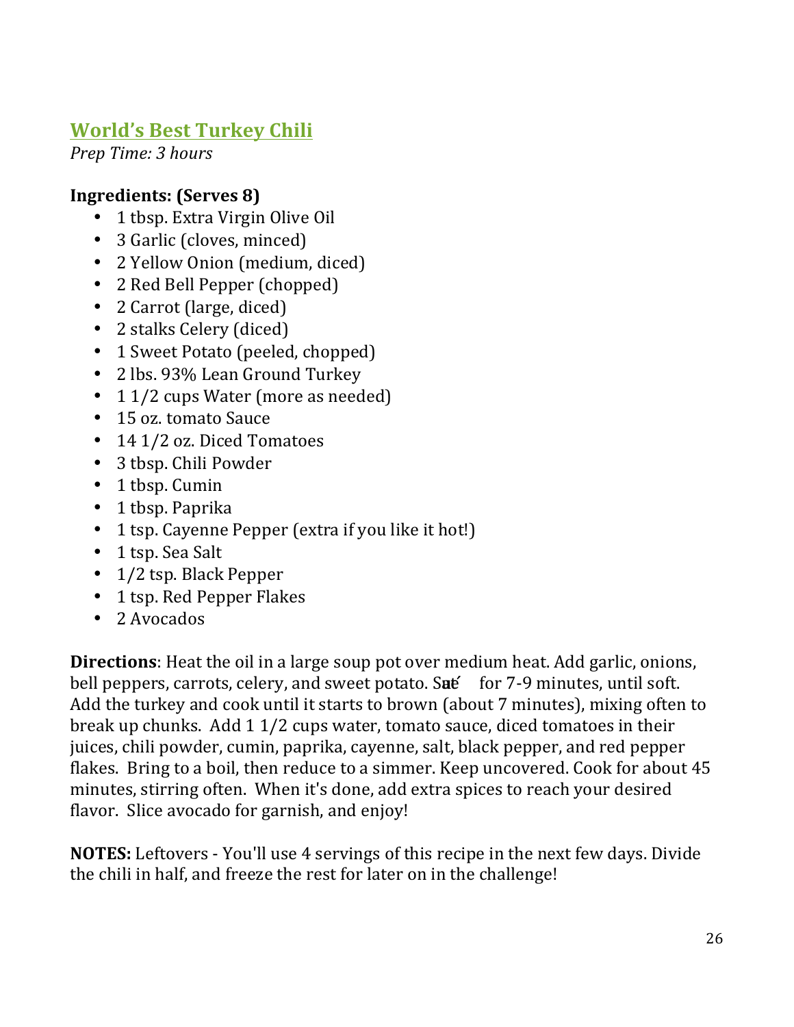## World's Best Turkey Chili

*Prep Time: 3 hours*

**Ingredients: (Serves 8)**

- 1 tbsp. Extra Virgin Olive Oil
- 3 Garlic (cloves, minced)
- 2 Yellow Onion (medium, diced)
- 2 Red Bell Pepper (chopped)
- 2 Carrot (large, diced)
- 2 stalks Celery (diced)
- 1 Sweet Potato (peeled, chopped)
- 2 lbs. 93% Lean Ground Turkey
- 1 1/2 cups Water (more as needed)
- 15 oz. tomato Sauce
- 14 1/2 oz. Diced Tomatoes
- 3 tbsp. Chili Powder
- 1 tbsp. Cumin
- 1 tbsp. Paprika
- 1 tsp. Cayenne Pepper (extra if you like it hot!)
- 1 tsp. Sea Salt
- 1/2 tsp. Black Pepper
- 1 tsp. Red Pepper Flakes
- 2 Avocados

**Directions**: Heat the oil in a large soup pot over medium heat. Add garlic, onions, bell peppers, carrots, celery, and sweet potato. Sauté for 7-9 minutes, until soft. Add the turkey and cook until it starts to brown (about 7 minutes), mixing often to break up chunks. Add 1 1/2 cups water, tomato sauce, diced tomatoes in their juices, chili powder, cumin, paprika, cayenne, salt, black pepper, and red pepper flakes. Bring to a boil, then reduce to a simmer. Keep uncovered. Cook for about 45 minutes, stirring often. When it's done, add extra spices to reach your desired flavor. Slice avocado for garnish, and enjoy!

**NOTES:** Leftovers - You'll use 4 servings of this recipe in the next few days. Divide the chili in half, and freeze the rest for later on in the challenge!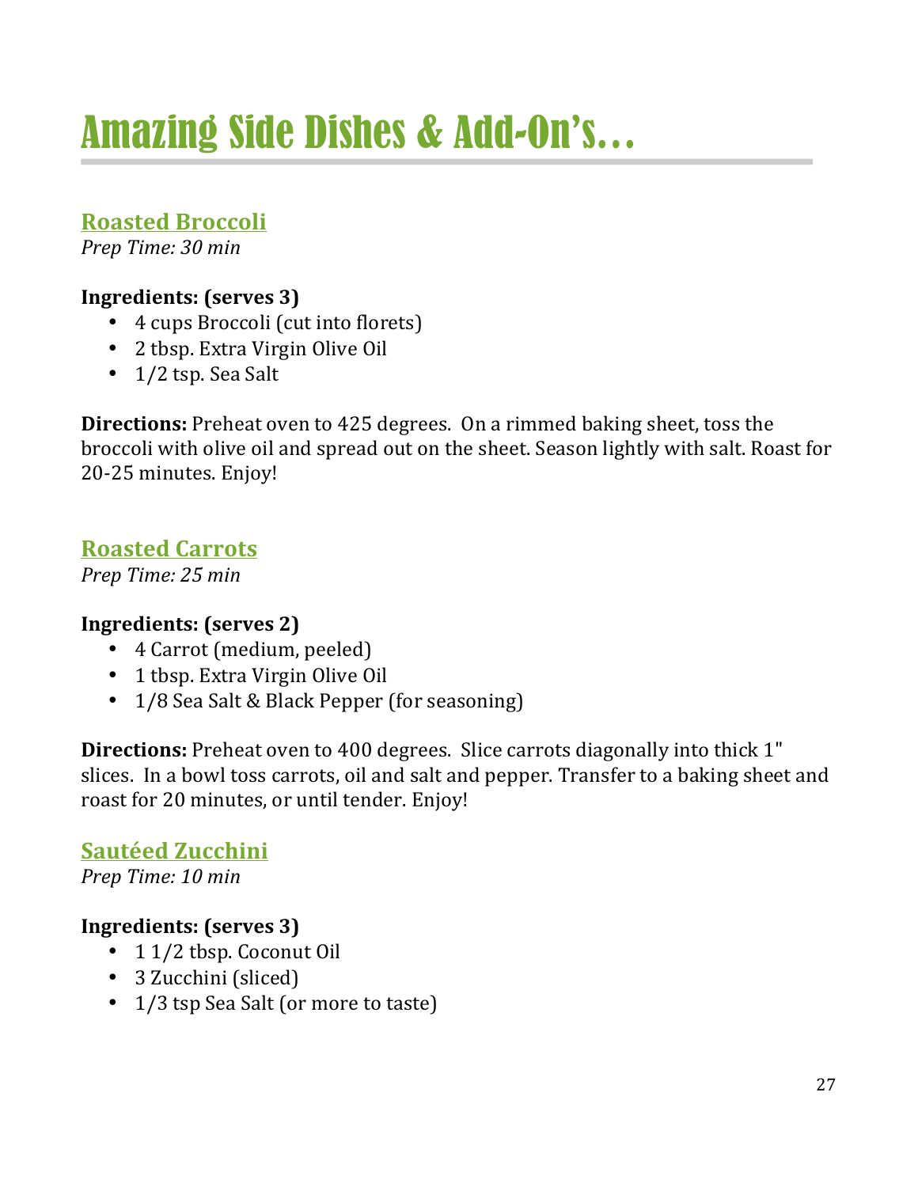# Amazing Side Dishes & Add-On's…

## Roasted Broccoli

*Prep Time: 30 min*

**Ingredients: (serves 3)**

- 4 cups Broccoli (cut into florets)
- 2 tbsp. Extra Virgin Olive Oil
- 1/2 tsp. Sea Salt

**Directions:** Preheat oven to 425 degrees. On a rimmed baking sheet, toss the broccoli with olive oil and spread out on the sheet. Season lightly with salt. Roast for 20-25 minutes. Enjoy!

## Roasted Carrots

*Prep Time: 25 min*

**Ingredients: (serves 2)**

- 4 Carrot (medium, peeled)
- 1 tbsp. Extra Virgin Olive Oil
- 1/8 Sea Salt & Black Pepper (for seasoning)

**Directions:** Preheat oven to 400 degrees. Slice carrots diagonally into thick 1" slices. In a bowl toss carrots, oil and salt and pepper. Transfer to a baking sheet and roast for 20 minutes, or until tender. Enjoy!

## Sautéed Zucchini

*Prep Time: 10 min*

**Ingredients: (serves 3)**

- 1 1/2 tbsp. Coconut Oil
- 3 Zucchini (sliced)
- 1/3 tsp Sea Salt (or more to taste)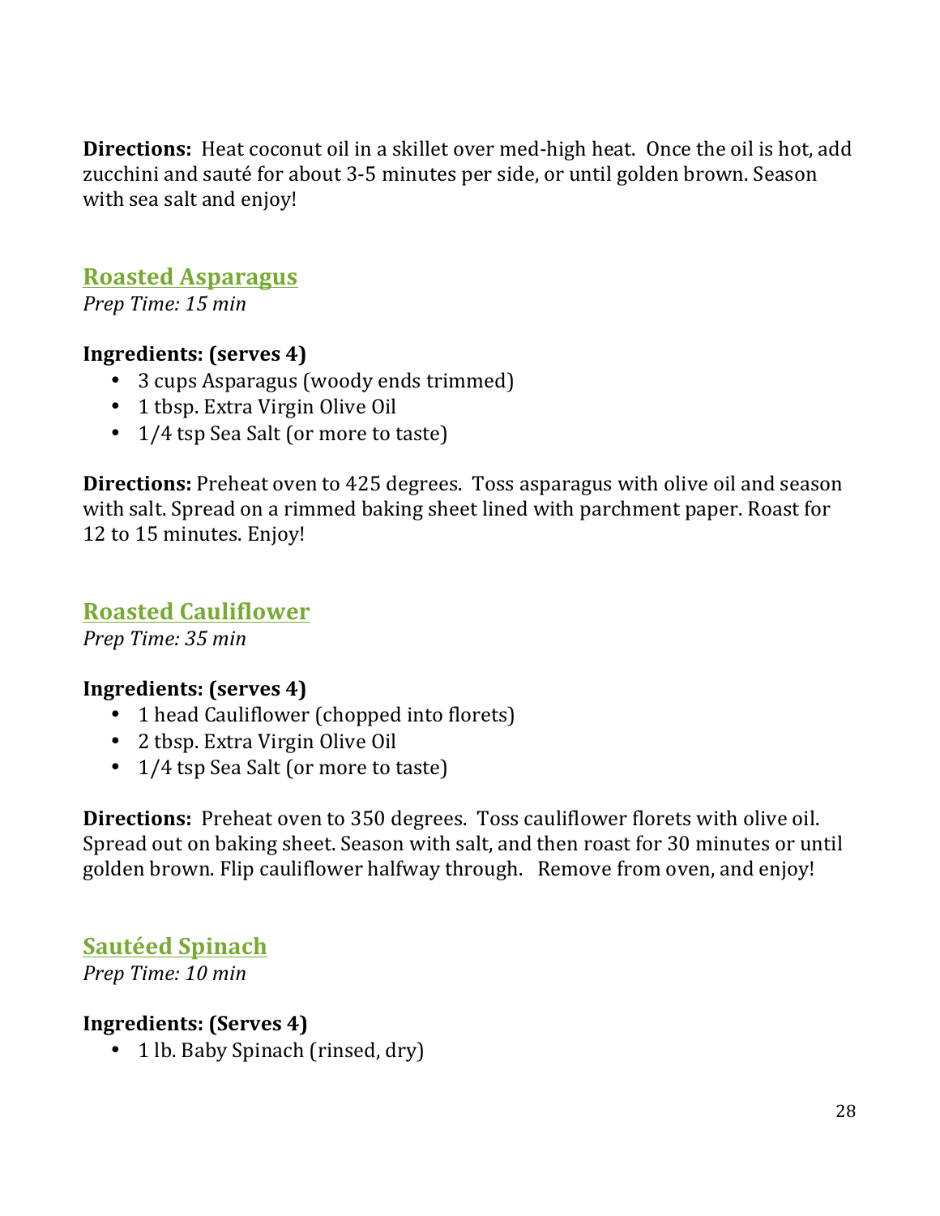**Directions:** Heat coconut oil in a skillet over med-high heat. Once the oil is hot, add zucchini and sauté for about 3-5 minutes per side, or until golden brown. Season with sea salt and enjoy!

## Roasted Asparagus

*Prep Time: 15 min*

**Ingredients: (serves 4)**

- 3 cups Asparagus (woody ends trimmed)
- 1 tbsp. Extra Virgin Olive Oil
- 1/4 tsp Sea Salt (or more to taste)

**Directions:** Preheat oven to 425 degrees. Toss asparagus with olive oil and season with salt. Spread on a rimmed baking sheet lined with parchment paper. Roast for 12 to 15 minutes. Enjoy!

## Roasted Cauliflower

*Prep Time: 35 min*

**Ingredients: (serves 4)**

- 1 head Cauliflower (chopped into florets)
- 2 tbsp. Extra Virgin Olive Oil
- 1/4 tsp Sea Salt (or more to taste)

**Directions:** Preheat oven to 350 degrees. Toss cauliflower florets with olive oil. Spread out on baking sheet. Season with salt, and then roast for 30 minutes or until golden brown. Flip cauliflower halfway through. Remove from oven, and enjoy!

## Sautéed Spinach

*Prep Time: 10 min*

**Ingredients: (Serves 4)**

- 1 lb. Baby Spinach (rinsed, dry)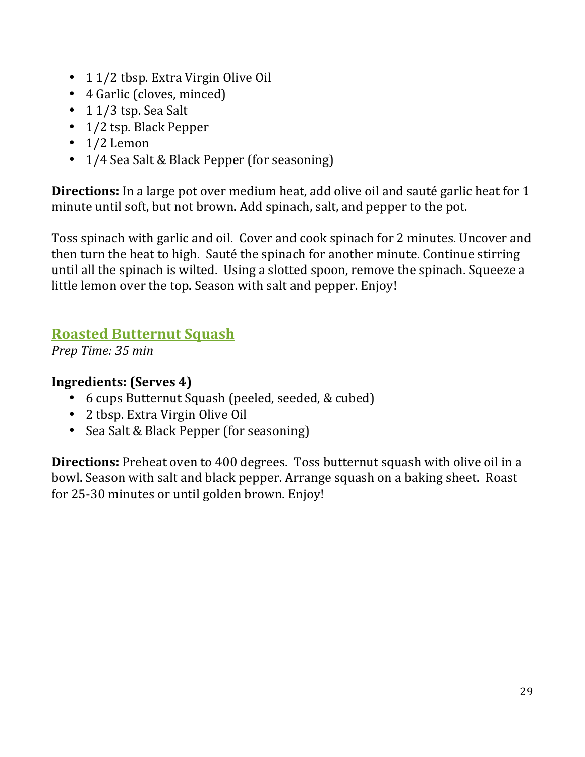- 1 1/2 tbsp. Extra Virgin Olive Oil
- 4 Garlic (cloves, minced)
- 1 1/3 tsp. Sea Salt
- 1/2 tsp. Black Pepper
- 1/2 Lemon
- 1/4 Sea Salt & Black Pepper (for seasoning)

**Directions:** In a large pot over medium heat, add olive oil and sauté garlic heat for 1 minute until soft, but not brown. Add spinach, salt, and pepper to the pot.

Toss spinach with garlic and oil. Cover and cook spinach for 2 minutes. Uncover and then turn the heat to high. Sauté the spinach for another minute. Continue stirring until all the spinach is wilted. Using a slotted spoon, remove the spinach. Squeeze a little lemon over the top. Season with salt and pepper. Enjoy!

## Roasted Butternut Squash

*Prep Time: 35 min*

**Ingredients: (Serves 4)**

- 6 cups Butternut Squash (peeled, seeded, & cubed)
- 2 tbsp. Extra Virgin Olive Oil
- Sea Salt & Black Pepper (for seasoning)

**Directions:** Preheat oven to 400 degrees. Toss butternut squash with olive oil in a bowl. Season with salt and black pepper. Arrange squash on a baking sheet. Roast for 25-30 minutes or until golden brown. Enjoy!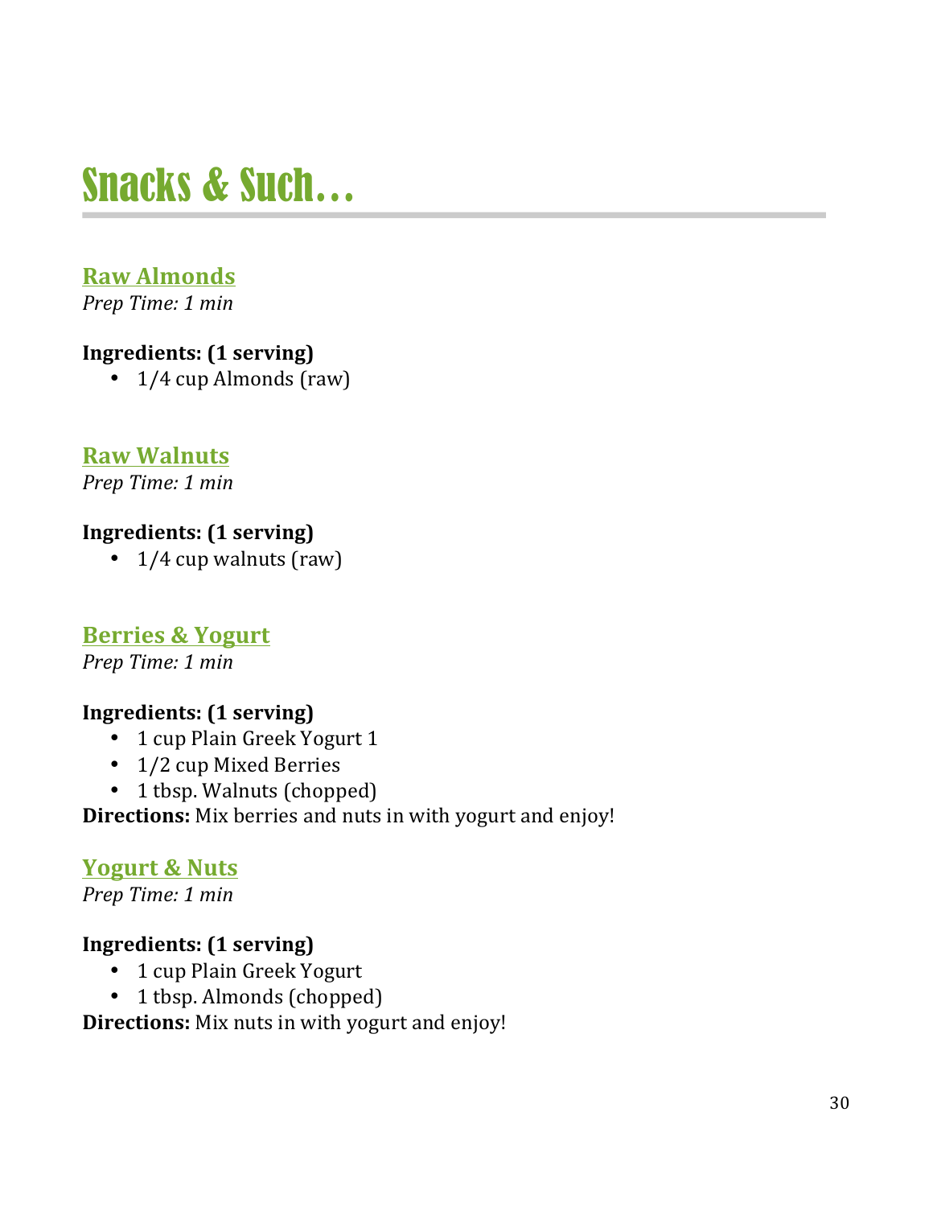# Snacks & Such…

## Raw Almonds

*Prep Time: 1 min*

**Ingredients: (1 serving)**

- 1/4 cup Almonds (raw)

## Raw Walnuts

*Prep Time: 1 min*

**Ingredients: (1 serving)**

- 1/4 cup walnuts (raw)

## Berries & Yogurt

*Prep Time: 1 min*

**Ingredients: (1 serving)**

- 1 cup Plain Greek Yogurt 1
- 1/2 cup Mixed Berries
- 1 tbsp. Walnuts (chopped)

**Directions:** Mix berries and nuts in with yogurt and enjoy!

## Yogurt & Nuts

*Prep Time: 1 min*

**Ingredients: (1 serving)**

- 1 cup Plain Greek Yogurt
- 1 tbsp. Almonds (chopped)

**Directions:** Mix nuts in with yogurt and enjoy!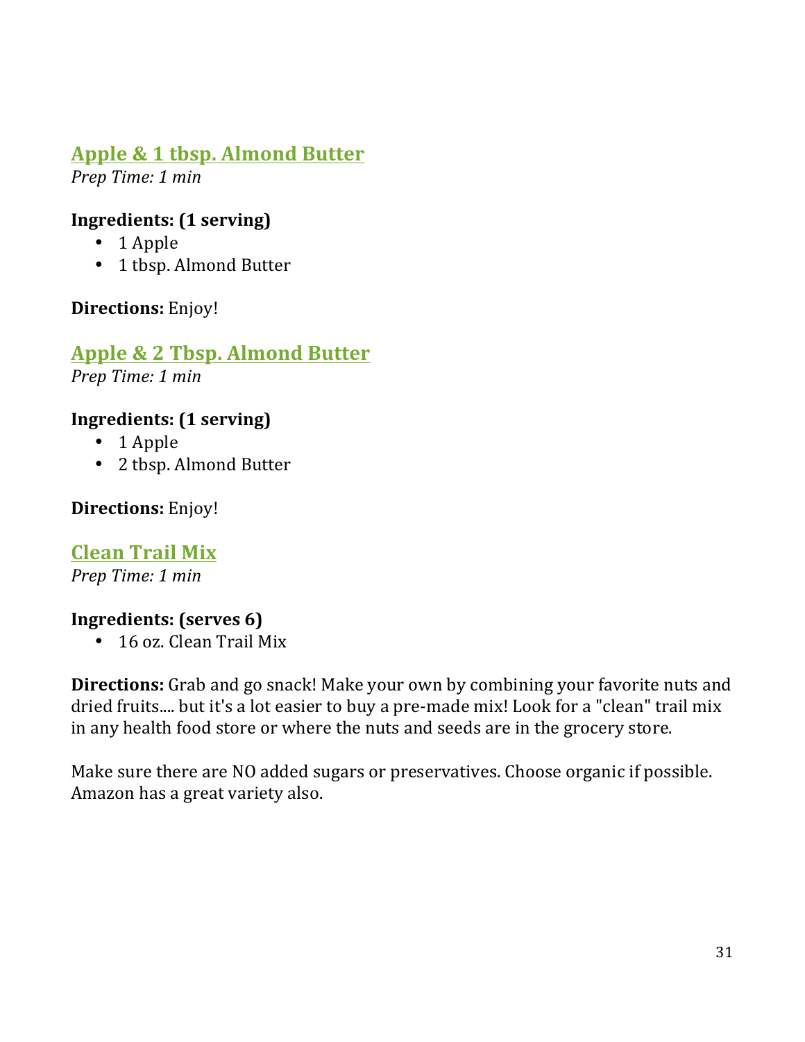## Apple & 1 tbsp. Almond Butter

*Prep Time: 1 min*

**Ingredients: (1 serving)**

- 1 Apple
- 1 tbsp. Almond Butter

**Directions:** Enjoy!

## Apple & 2 Tbsp. Almond Butter

*Prep Time: 1 min*

**Ingredients: (1 serving)**

- 1 Apple
- 2 tbsp. Almond Butter

**Directions:** Enjoy!

## Clean Trail Mix

*Prep Time: 1 min*

**Ingredients: (serves 6)**

- 16 oz. Clean Trail Mix

**Directions:** Grab and go snack! Make your own by combining your favorite nuts and dried fruits.... but it's a lot easier to buy a pre-made mix! Look for a "clean" trail mix in any health food store or where the nuts and seeds are in the grocery store.

Make sure there are NO added sugars or preservatives. Choose organic if possible. Amazon has a great variety also.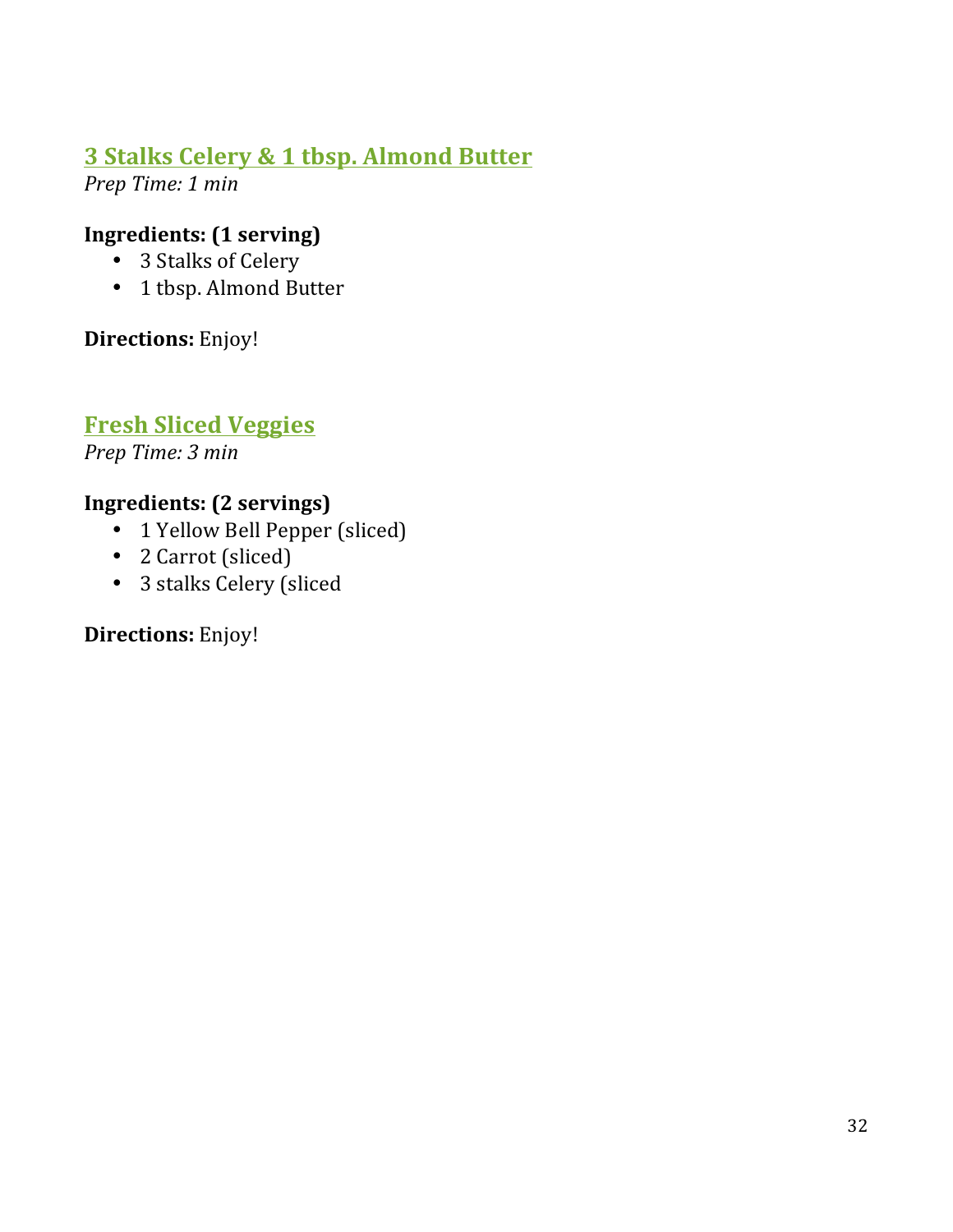## 3 Stalks Celery & 1 tbsp. Almond Butter

*Prep Time: 1 min*

**Ingredients: (1 serving)**

- 3 Stalks of Celery
- 1 tbsp. Almond Butter

**Directions:** Enjoy!

## Fresh Sliced Veggies

*Prep Time: 3 min*

**Ingredients: (2 servings)**

- 1 Yellow Bell Pepper (sliced)
- 2 Carrot (sliced)
- 3 stalks Celery (sliced

**Directions:** Enjoy!